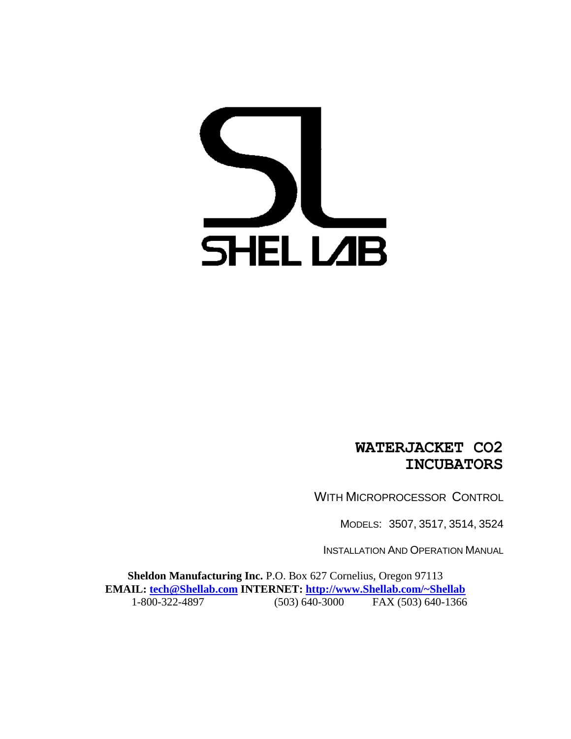SHEL LAB

# WATERJACKET CO2 INCUBATORS

WITH MICROPROCESSOR CONTROL

MODELS: 3507, 3517, 3514, 3524

INSTALLATION AND OPERATION MANUAL

**Sheldon Manufacturing Inc.** P.O. Box 627 Cornelius, Oregon 97113
**EMAIL:** [tech@Shellab.com](mailto:tech@Shellab.com) **INTERNET:** [http://www.Shellab.com/~Shellab](http://www.Shellab.com/~Shellab)
1-800-322-4897 (503) 640-3000 FAX (503) 640-1366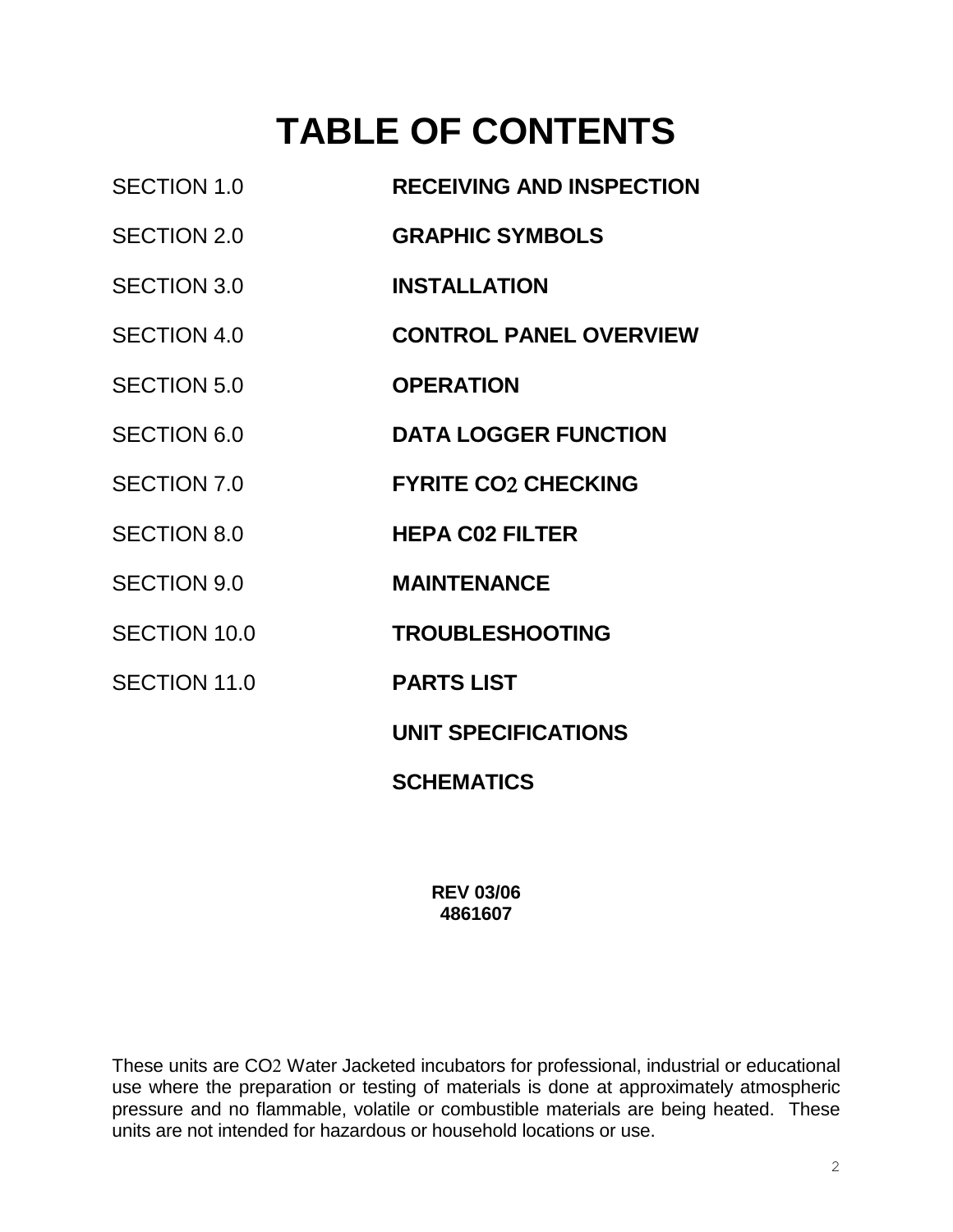# TABLE OF CONTENTS

| | |
|---|---|
| SECTION 1.0 | **RECEIVING AND INSPECTION** |
| SECTION 2.0 | **GRAPHIC SYMBOLS** |
| SECTION 3.0 | **INSTALLATION** |
| SECTION 4.0 | **CONTROL PANEL OVERVIEW** |
| SECTION 5.0 | **OPERATION** |
| SECTION 6.0 | **DATA LOGGER FUNCTION** |
| SECTION 7.0 | **FYRITE $CO_2$ CHECKING** |
| SECTION 8.0 | **HEPA C02 FILTER** |
| SECTION 9.0 | **MAINTENANCE** |
| SECTION 10.0 | **TROUBLESHOOTING** |
| SECTION 11.0 | **PARTS LIST** |
| | **UNIT SPECIFICATIONS** |
| | **SCHEMATICS** |

**REV 03/06**
**4861607**

These units are $CO_2$ Water Jacketed incubators for professional, industrial or educational use where the preparation or testing of materials is done at approximately atmospheric pressure and no flammable, volatile or combustible materials are being heated. These units are not intended for hazardous or household locations or use.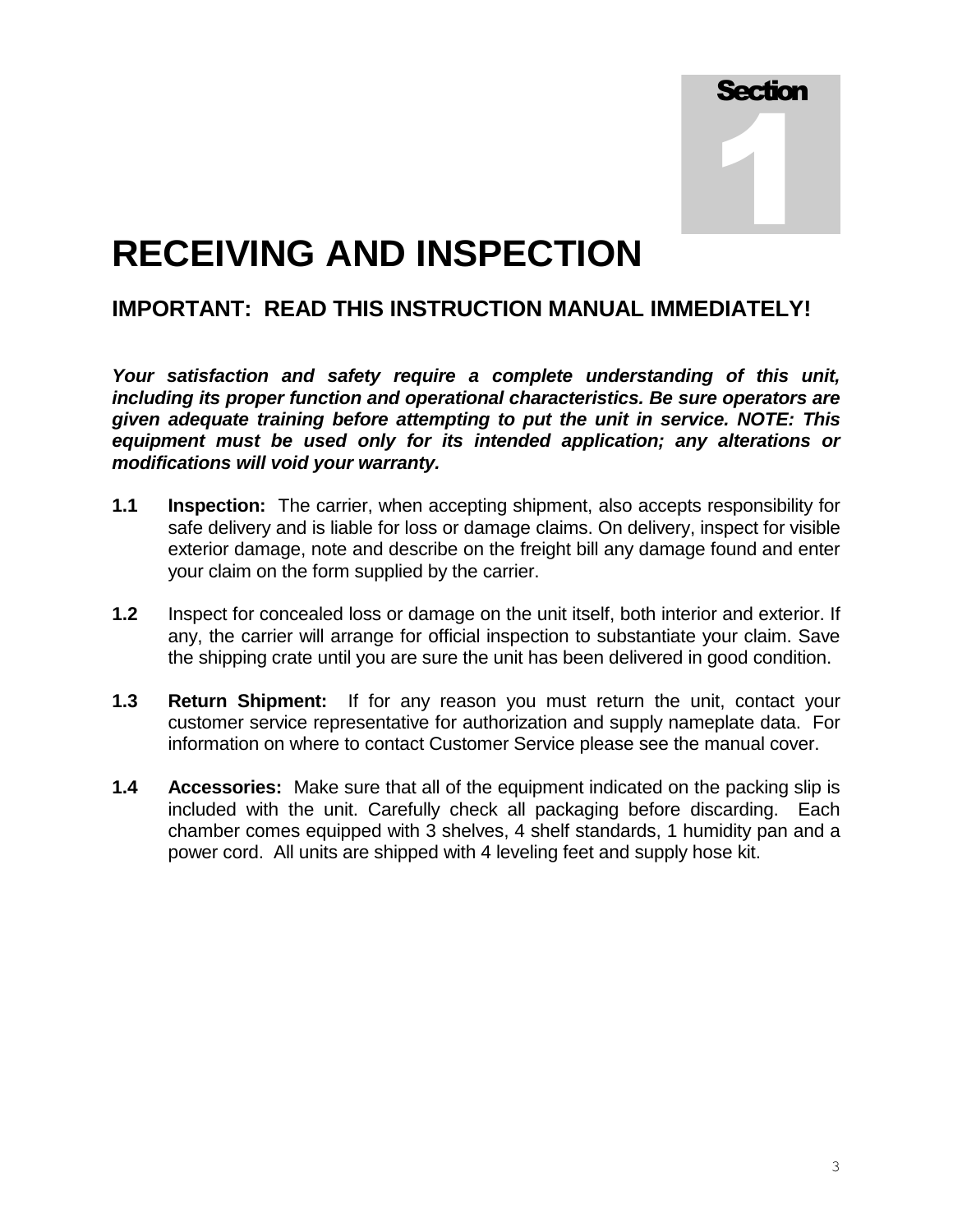Section 1

# RECEIVING AND INSPECTION

## IMPORTANT: READ THIS INSTRUCTION MANUAL IMMEDIATELY!

***Your satisfaction and safety require a complete understanding of this unit, including its proper function and operational characteristics. Be sure operators are given adequate training before attempting to put the unit in service. NOTE: This equipment must be used only for its intended application; any alterations or modifications will void your warranty.***

**1.1** **Inspection:** The carrier, when accepting shipment, also accepts responsibility for safe delivery and is liable for loss or damage claims. On delivery, inspect for visible exterior damage, note and describe on the freight bill any damage found and enter your claim on the form supplied by the carrier.

**1.2** Inspect for concealed loss or damage on the unit itself, both interior and exterior. If any, the carrier will arrange for official inspection to substantiate your claim. Save the shipping crate until you are sure the unit has been delivered in good condition.

**1.3** **Return Shipment:** If for any reason you must return the unit, contact your customer service representative for authorization and supply nameplate data. For information on where to contact Customer Service please see the manual cover.

**1.4** **Accessories:** Make sure that all of the equipment indicated on the packing slip is included with the unit. Carefully check all packaging before discarding. Each chamber comes equipped with 3 shelves, 4 shelf standards, 1 humidity pan and a power cord. All units are shipped with 4 leveling feet and supply hose kit.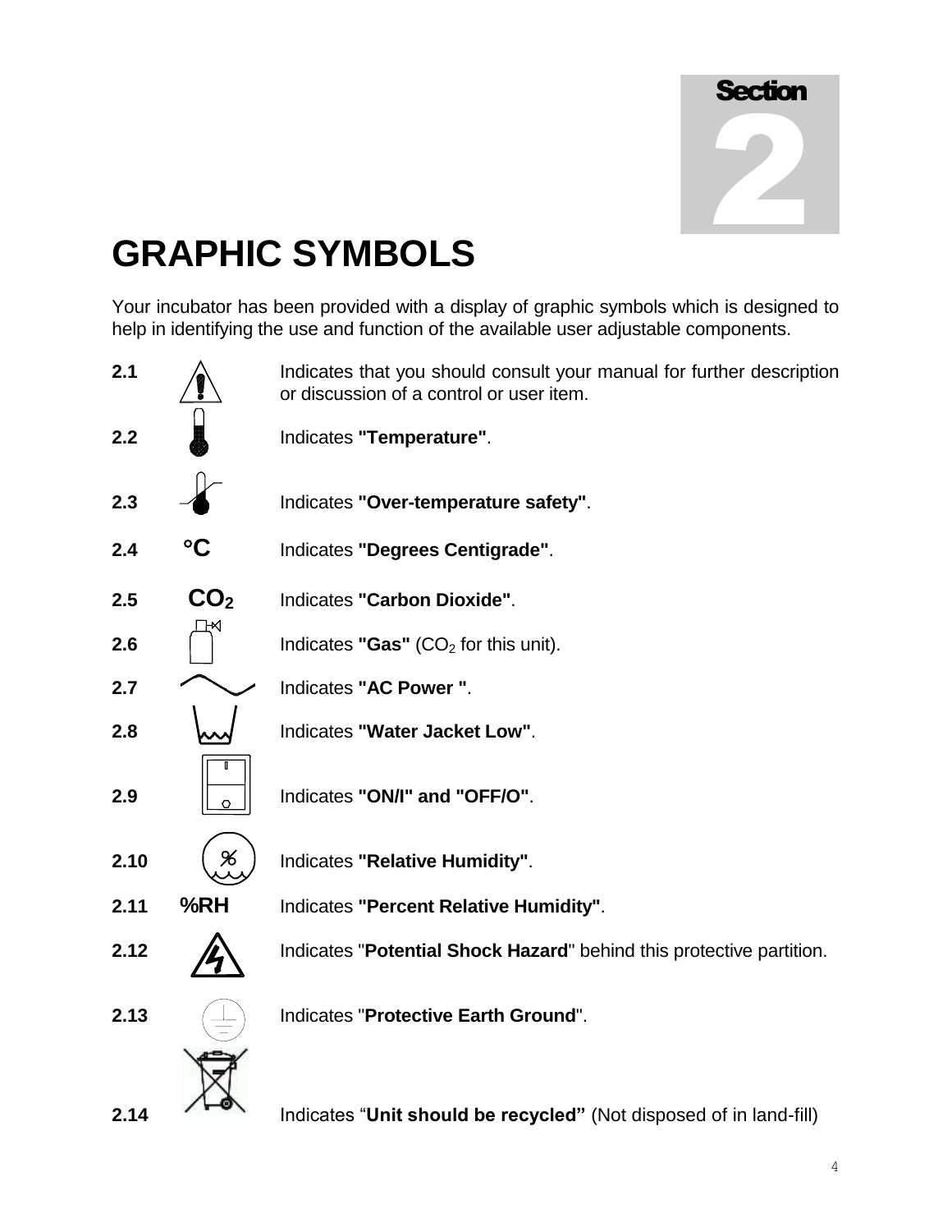Section 2

# GRAPHIC SYMBOLS

Your incubator has been provided with a display of graphic symbols which is designed to help in identifying the use and function of the available user adjustable components.

**2.1** Indicates that you should consult your manual for further description or discussion of a control or user item.

**2.2** Indicates **"Temperature"**.

**2.3** Indicates **"Over-temperature safety"**.

**2.4** °C Indicates **"Degrees Centigrade"**.

**2.5** $CO_2$ Indicates **"Carbon Dioxide"**.

**2.6** Indicates **"Gas"** ($CO_2$ for this unit).

**2.7** Indicates **"AC Power "**.

**2.8** Indicates **"Water Jacket Low"**.

**2.9** Indicates **"ON/I" and "OFF/O"**.

**2.10** Indicates **"Relative Humidity"**.

**2.11** %RH Indicates **"Percent Relative Humidity"**.

**2.12** Indicates "**Potential Shock Hazard**" behind this protective partition.

**2.13** Indicates "**Protective Earth Ground**".

**2.14** Indicates "**Unit should be recycled"** (Not disposed of in land-fill)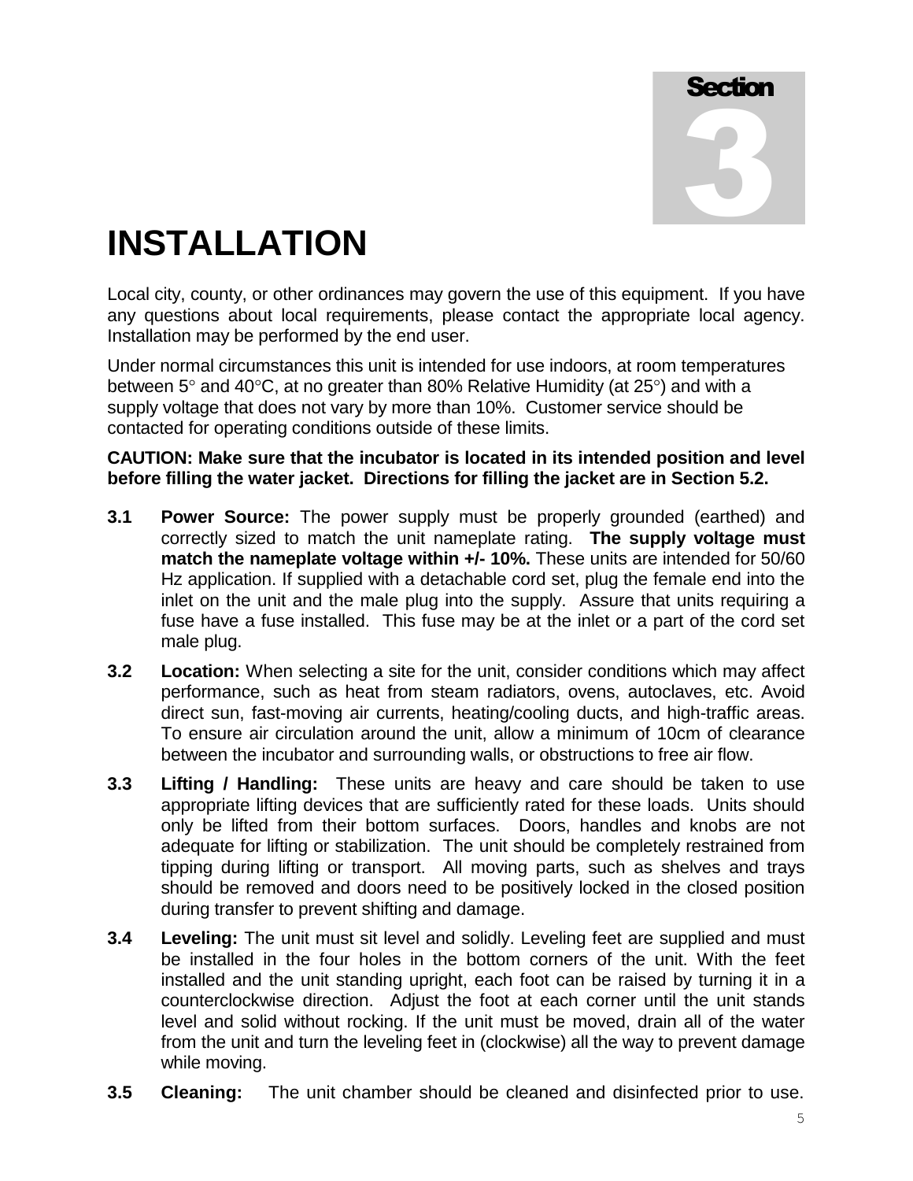# Section 3

# INSTALLATION

Local city, county, or other ordinances may govern the use of this equipment. If you have any questions about local requirements, please contact the appropriate local agency. Installation may be performed by the end user.

Under normal circumstances this unit is intended for use indoors, at room temperatures between 5° and 40°C, at no greater than 80% Relative Humidity (at 25°) and with a supply voltage that does not vary by more than 10%. Customer service should be contacted for operating conditions outside of these limits.

**CAUTION: Make sure that the incubator is located in its intended position and level before filling the water jacket. Directions for filling the jacket are in Section 5.2.**

**3.1 Power Source:** The power supply must be properly grounded (earthed) and correctly sized to match the unit nameplate rating. **The supply voltage must match the nameplate voltage within +/- 10%.** These units are intended for 50/60 Hz application. If supplied with a detachable cord set, plug the female end into the inlet on the unit and the male plug into the supply. Assure that units requiring a fuse have a fuse installed. This fuse may be at the inlet or a part of the cord set male plug.

**3.2 Location:** When selecting a site for the unit, consider conditions which may affect performance, such as heat from steam radiators, ovens, autoclaves, etc. Avoid direct sun, fast-moving air currents, heating/cooling ducts, and high-traffic areas. To ensure air circulation around the unit, allow a minimum of 10cm of clearance between the incubator and surrounding walls, or obstructions to free air flow.

**3.3 Lifting / Handling:** These units are heavy and care should be taken to use appropriate lifting devices that are sufficiently rated for these loads. Units should only be lifted from their bottom surfaces. Doors, handles and knobs are not adequate for lifting or stabilization. The unit should be completely restrained from tipping during lifting or transport. All moving parts, such as shelves and trays should be removed and doors need to be positively locked in the closed position during transfer to prevent shifting and damage.

**3.4 Leveling:** The unit must sit level and solidly. Leveling feet are supplied and must be installed in the four holes in the bottom corners of the unit. With the feet installed and the unit standing upright, each foot can be raised by turning it in a counterclockwise direction. Adjust the foot at each corner until the unit stands level and solid without rocking. If the unit must be moved, drain all of the water from the unit and turn the leveling feet in (clockwise) all the way to prevent damage while moving.

**3.5 Cleaning:** The unit chamber should be cleaned and disinfected prior to use.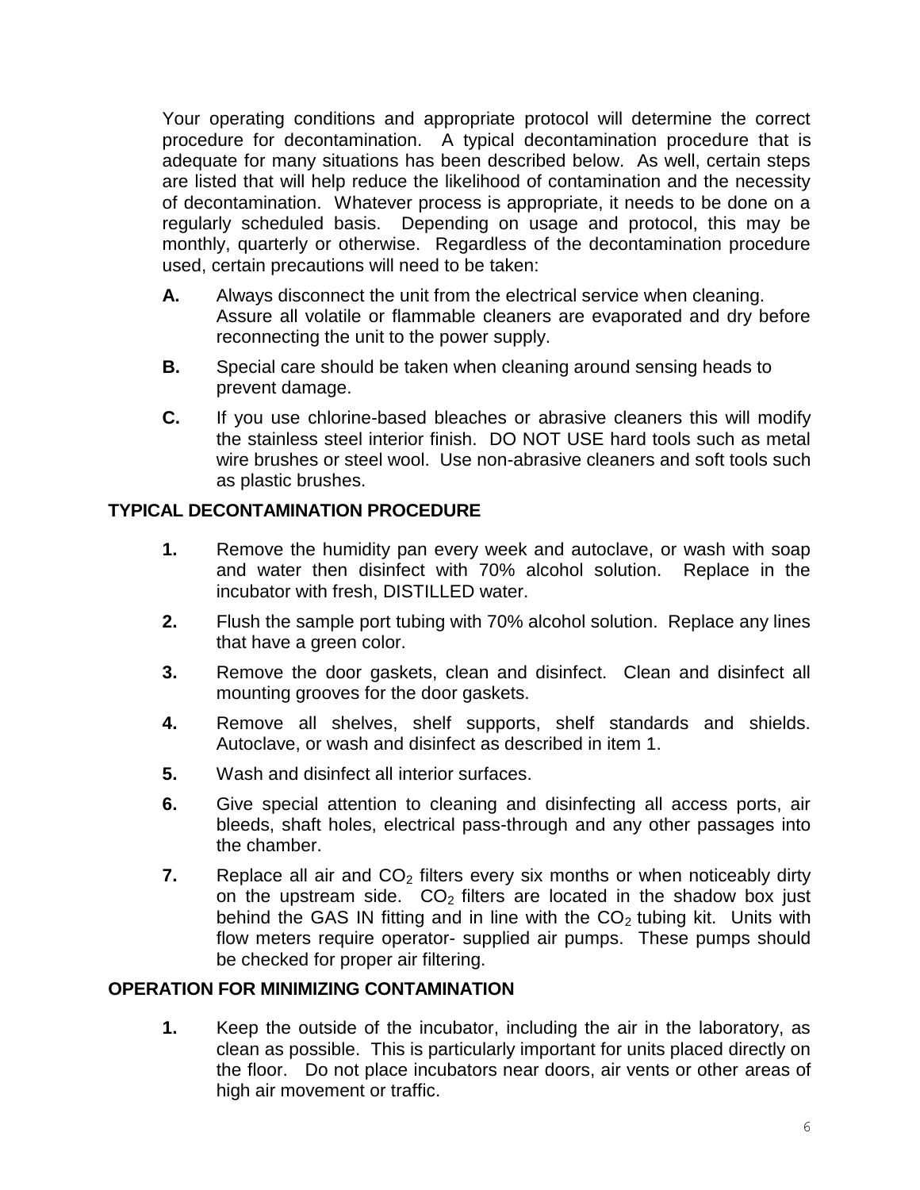Your operating conditions and appropriate protocol will determine the correct procedure for decontamination. A typical decontamination procedure that is adequate for many situations has been described below. As well, certain steps are listed that will help reduce the likelihood of contamination and the necessity of decontamination. Whatever process is appropriate, it needs to be done on a regularly scheduled basis. Depending on usage and protocol, this may be monthly, quarterly or otherwise. Regardless of the decontamination procedure used, certain precautions will need to be taken:

**A.** Always disconnect the unit from the electrical service when cleaning. Assure all volatile or flammable cleaners are evaporated and dry before reconnecting the unit to the power supply.

**B.** Special care should be taken when cleaning around sensing heads to prevent damage.

**C.** If you use chlorine-based bleaches or abrasive cleaners this will modify the stainless steel interior finish. DO NOT USE hard tools such as metal wire brushes or steel wool. Use non-abrasive cleaners and soft tools such as plastic brushes.

## TYPICAL DECONTAMINATION PROCEDURE

**1.** Remove the humidity pan every week and autoclave, or wash with soap and water then disinfect with 70% alcohol solution. Replace in the incubator with fresh, DISTILLED water.

**2.** Flush the sample port tubing with 70% alcohol solution. Replace any lines that have a green color.

**3.** Remove the door gaskets, clean and disinfect. Clean and disinfect all mounting grooves for the door gaskets.

**4.** Remove all shelves, shelf supports, shelf standards and shields. Autoclave, or wash and disinfect as described in item 1.

**5.** Wash and disinfect all interior surfaces.

**6.** Give special attention to cleaning and disinfecting all access ports, air bleeds, shaft holes, electrical pass-through and any other passages into the chamber.

**7.** Replace all air and $CO_2$ filters every six months or when noticeably dirty on the upstream side. $CO_2$ filters are located in the shadow box just behind the GAS IN fitting and in line with the $CO_2$ tubing kit. Units with flow meters require operator- supplied air pumps. These pumps should be checked for proper air filtering.

## OPERATION FOR MINIMIZING CONTAMINATION

**1.** Keep the outside of the incubator, including the air in the laboratory, as clean as possible. This is particularly important for units placed directly on the floor. Do not place incubators near doors, air vents or other areas of high air movement or traffic.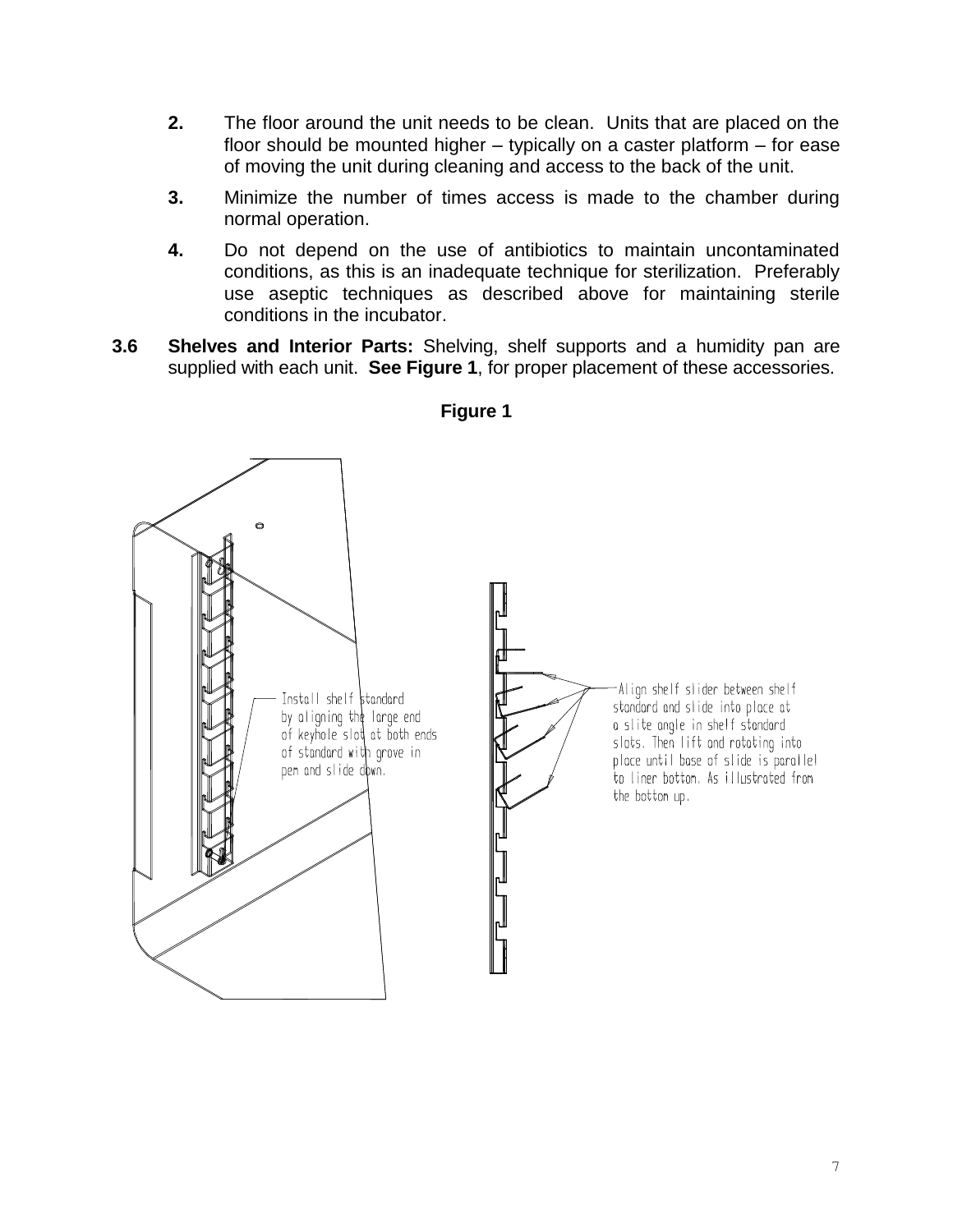2. The floor around the unit needs to be clean. Units that are placed on the floor should be mounted higher – typically on a caster platform – for ease of moving the unit during cleaning and access to the back of the unit.

3. Minimize the number of times access is made to the chamber during normal operation.

4. Do not depend on the use of antibiotics to maintain uncontaminated conditions, as this is an inadequate technique for sterilization. Preferably use aseptic techniques as described above for maintaining sterile conditions in the incubator.

**3.6 Shelves and Interior Parts:** Shelving, shelf supports and a humidity pan are supplied with each unit. **See Figure 1**, for proper placement of these accessories.

**Figure 1**

Install shelf standard by aligning the large end of keyhole slot at both ends of standard with grove in pem and slide down.

Align shelf slider between shelf standard and slide into place at a slite angle in shelf standard slots. Then lift and rotating into place until base of slide is parallel to liner bottom. As illustrated from the bottom up.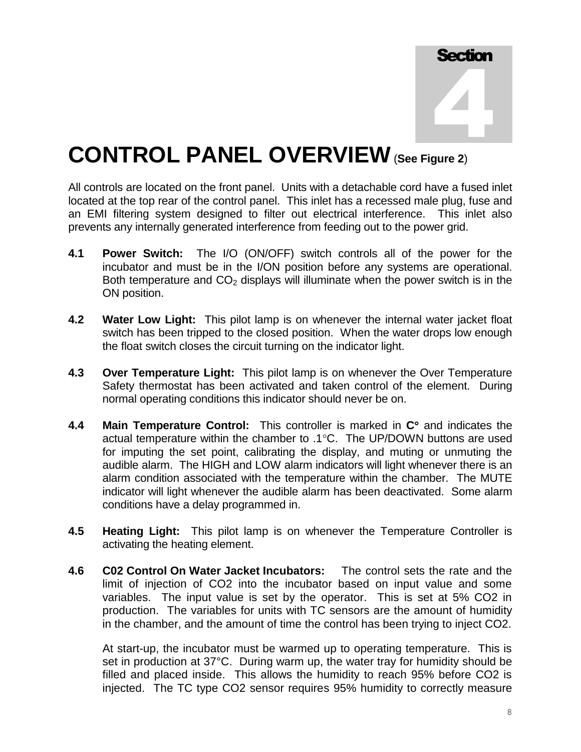Section 4

# CONTROL PANEL OVERVIEW (See Figure 2)

All controls are located on the front panel. Units with a detachable cord have a fused inlet located at the top rear of the control panel. This inlet has a recessed male plug, fuse and an EMI filtering system designed to filter out electrical interference. This inlet also prevents any internally generated interference from feeding out to the power grid.

**4.1 Power Switch:** The I/O (ON/OFF) switch controls all of the power for the incubator and must be in the I/ON position before any systems are operational. Both temperature and $CO_2$ displays will illuminate when the power switch is in the ON position.

**4.2 Water Low Light:** This pilot lamp is on whenever the internal water jacket float switch has been tripped to the closed position. When the water drops low enough the float switch closes the circuit turning on the indicator light.

**4.3 Over Temperature Light:** This pilot lamp is on whenever the Over Temperature Safety thermostat has been activated and taken control of the element. During normal operating conditions this indicator should never be on.

**4.4 Main Temperature Control:** This controller is marked in **C°** and indicates the actual temperature within the chamber to .1°C. The UP/DOWN buttons are used for imputing the set point, calibrating the display, and muting or unmuting the audible alarm. The HIGH and LOW alarm indicators will light whenever there is an alarm condition associated with the temperature within the chamber. The MUTE indicator will light whenever the audible alarm has been deactivated. Some alarm conditions have a delay programmed in.

**4.5 Heating Light:** This pilot lamp is on whenever the Temperature Controller is activating the heating element.

**4.6 C02 Control On Water Jacket Incubators:** The control sets the rate and the limit of injection of CO2 into the incubator based on input value and some variables. The input value is set by the operator. This is set at 5% CO2 in production. The variables for units with TC sensors are the amount of humidity in the chamber, and the amount of time the control has been trying to inject CO2.

At start-up, the incubator must be warmed up to operating temperature. This is set in production at 37°C. During warm up, the water tray for humidity should be filled and placed inside. This allows the humidity to reach 95% before CO2 is injected. The TC type CO2 sensor requires 95% humidity to correctly measure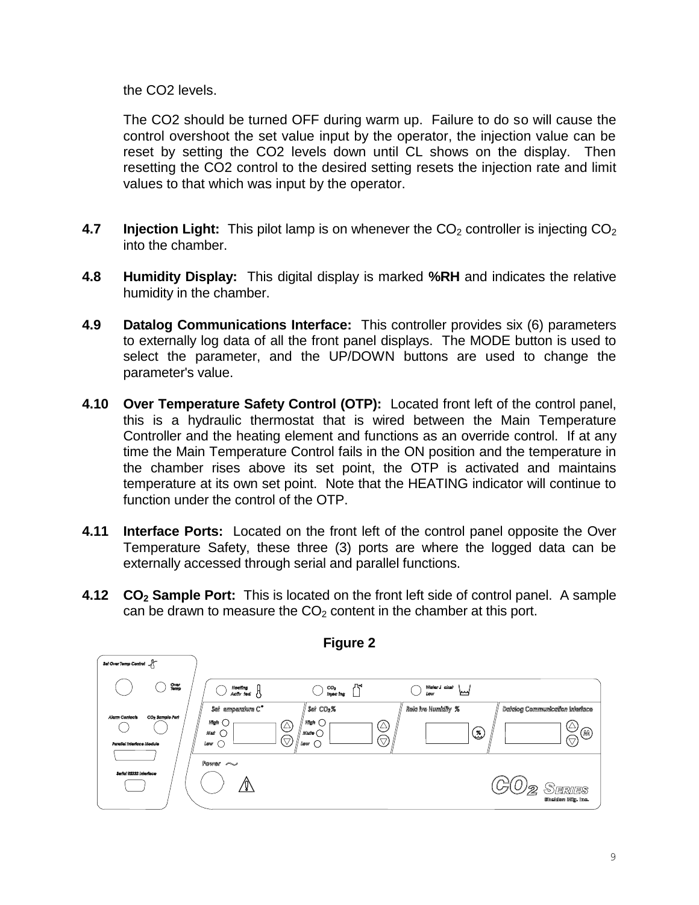the CO2 levels.

The CO2 should be turned OFF during warm up. Failure to do so will cause the control overshoot the set value input by the operator, the injection value can be reset by setting the CO2 levels down until CL shows on the display. Then resetting the CO2 control to the desired setting resets the injection rate and limit values to that which was input by the operator.

**4.7 Injection Light:** This pilot lamp is on whenever the $CO_2$ controller is injecting $CO_2$ into the chamber.

**4.8 Humidity Display:** This digital display is marked **%RH** and indicates the relative humidity in the chamber.

**4.9 Datalog Communications Interface:** This controller provides six (6) parameters to externally log data of all the front panel displays. The MODE button is used to select the parameter, and the UP/DOWN buttons are used to change the parameter's value.

**4.10 Over Temperature Safety Control (OTP):** Located front left of the control panel, this is a hydraulic thermostat that is wired between the Main Temperature Controller and the heating element and functions as an override control. If at any time the Main Temperature Control fails in the ON position and the temperature in the chamber rises above its set point, the OTP is activated and maintains temperature at its own set point. Note that the HEATING indicator will continue to function under the control of the OTP.

**4.11 Interface Ports:** Located on the front left of the control panel opposite the Over Temperature Safety, these three (3) ports are where the logged data can be externally accessed through serial and parallel functions.

**4.12 $CO_2$ Sample Port:** This is located on the front left side of control panel. A sample can be drawn to measure the $CO_2$ content in the chamber at this port.

**Figure 2**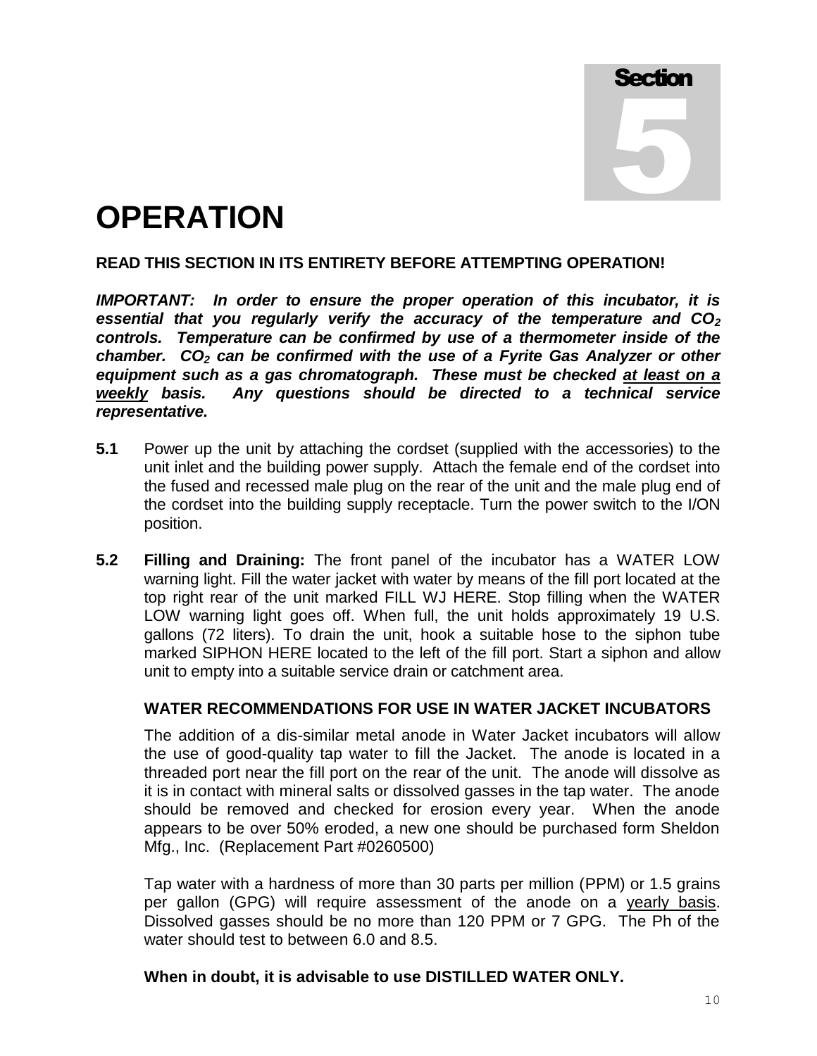# Section 5

# OPERATION

**READ THIS SECTION IN ITS ENTIRETY BEFORE ATTEMPTING OPERATION!**

***IMPORTANT: In order to ensure the proper operation of this incubator, it is essential that you regularly verify the accuracy of the temperature and $CO_2$ controls. Temperature can be confirmed by use of a thermometer inside of the chamber. $CO_2$ can be confirmed with the use of a Fyrite Gas Analyzer or other equipment such as a gas chromatograph. These must be checked <u>at least on a weekly</u> basis. Any questions should be directed to a technical service representative.***

**5.1** Power up the unit by attaching the cordset (supplied with the accessories) to the unit inlet and the building power supply. Attach the female end of the cordset into the fused and recessed male plug on the rear of the unit and the male plug end of the cordset into the building supply receptacle. Turn the power switch to the I/ON position.

**5.2** **Filling and Draining:** The front panel of the incubator has a WATER LOW warning light. Fill the water jacket with water by means of the fill port located at the top right rear of the unit marked FILL WJ HERE. Stop filling when the WATER LOW warning light goes off. When full, the unit holds approximately 19 U.S. gallons (72 liters). To drain the unit, hook a suitable hose to the siphon tube marked SIPHON HERE located to the left of the fill port. Start a siphon and allow unit to empty into a suitable service drain or catchment area.

**WATER RECOMMENDATIONS FOR USE IN WATER JACKET INCUBATORS**

The addition of a dis-similar metal anode in Water Jacket incubators will allow the use of good-quality tap water to fill the Jacket. The anode is located in a threaded port near the fill port on the rear of the unit. The anode will dissolve as it is in contact with mineral salts or dissolved gasses in the tap water. The anode should be removed and checked for erosion every year. When the anode appears to be over 50% eroded, a new one should be purchased form Sheldon Mfg., Inc. (Replacement Part #0260500)

Tap water with a hardness of more than 30 parts per million (PPM) or 1.5 grains per gallon (GPG) will require assessment of the anode on a <u>yearly basis</u>. Dissolved gasses should be no more than 120 PPM or 7 GPG. The Ph of the water should test to between 6.0 and 8.5.

**When in doubt, it is advisable to use DISTILLED WATER ONLY.**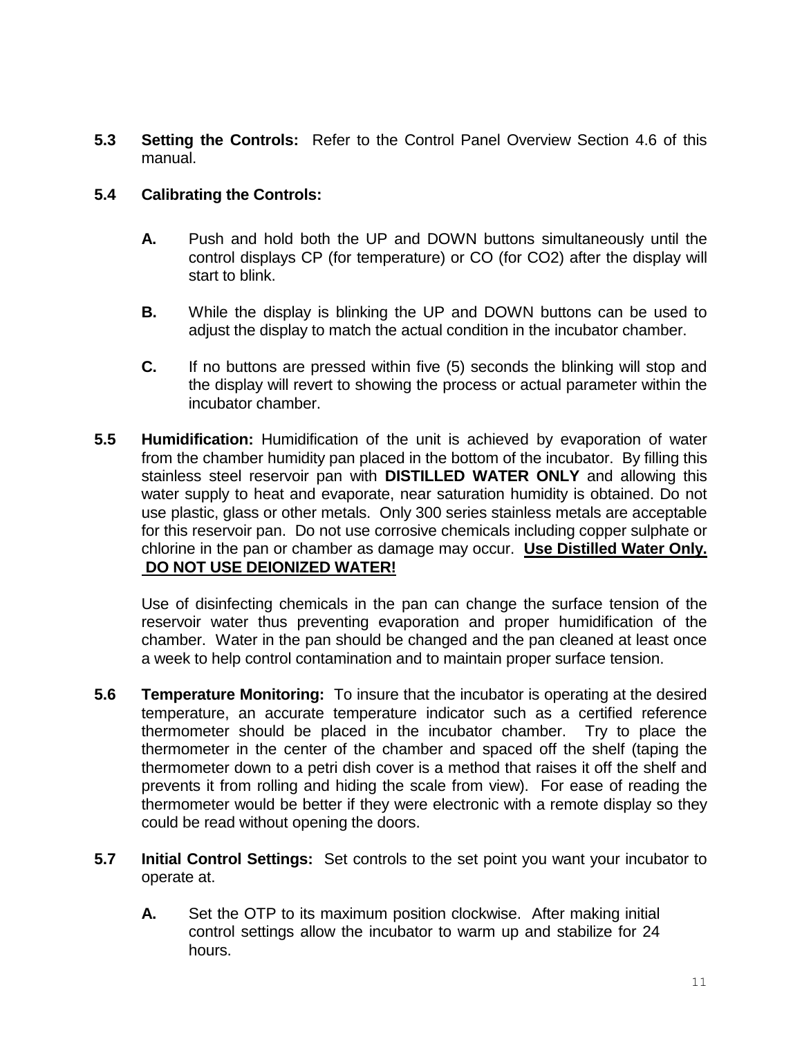**5.3 Setting the Controls:** Refer to the Control Panel Overview Section 4.6 of this manual.

**5.4 Calibrating the Controls:**

**A.** Push and hold both the UP and DOWN buttons simultaneously until the control displays CP (for temperature) or CO (for CO2) after the display will start to blink.

**B.** While the display is blinking the UP and DOWN buttons can be used to adjust the display to match the actual condition in the incubator chamber.

**C.** If no buttons are pressed within five (5) seconds the blinking will stop and the display will revert to showing the process or actual parameter within the incubator chamber.

**5.5 Humidification:** Humidification of the unit is achieved by evaporation of water from the chamber humidity pan placed in the bottom of the incubator. By filling this stainless steel reservoir pan with **DISTILLED WATER ONLY** and allowing this water supply to heat and evaporate, near saturation humidity is obtained. Do not use plastic, glass or other metals. Only 300 series stainless metals are acceptable for this reservoir pan. Do not use corrosive chemicals including copper sulphate or chlorine in the pan or chamber as damage may occur. **Use Distilled Water Only. DO NOT USE DEIONIZED WATER!**

Use of disinfecting chemicals in the pan can change the surface tension of the reservoir water thus preventing evaporation and proper humidification of the chamber. Water in the pan should be changed and the pan cleaned at least once a week to help control contamination and to maintain proper surface tension.

**5.6 Temperature Monitoring:** To insure that the incubator is operating at the desired temperature, an accurate temperature indicator such as a certified reference thermometer should be placed in the incubator chamber. Try to place the thermometer in the center of the chamber and spaced off the shelf (taping the thermometer down to a petri dish cover is a method that raises it off the shelf and prevents it from rolling and hiding the scale from view). For ease of reading the thermometer would be better if they were electronic with a remote display so they could be read without opening the doors.

**5.7 Initial Control Settings:** Set controls to the set point you want your incubator to operate at.

**A.** Set the OTP to its maximum position clockwise. After making initial control settings allow the incubator to warm up and stabilize for 24 hours.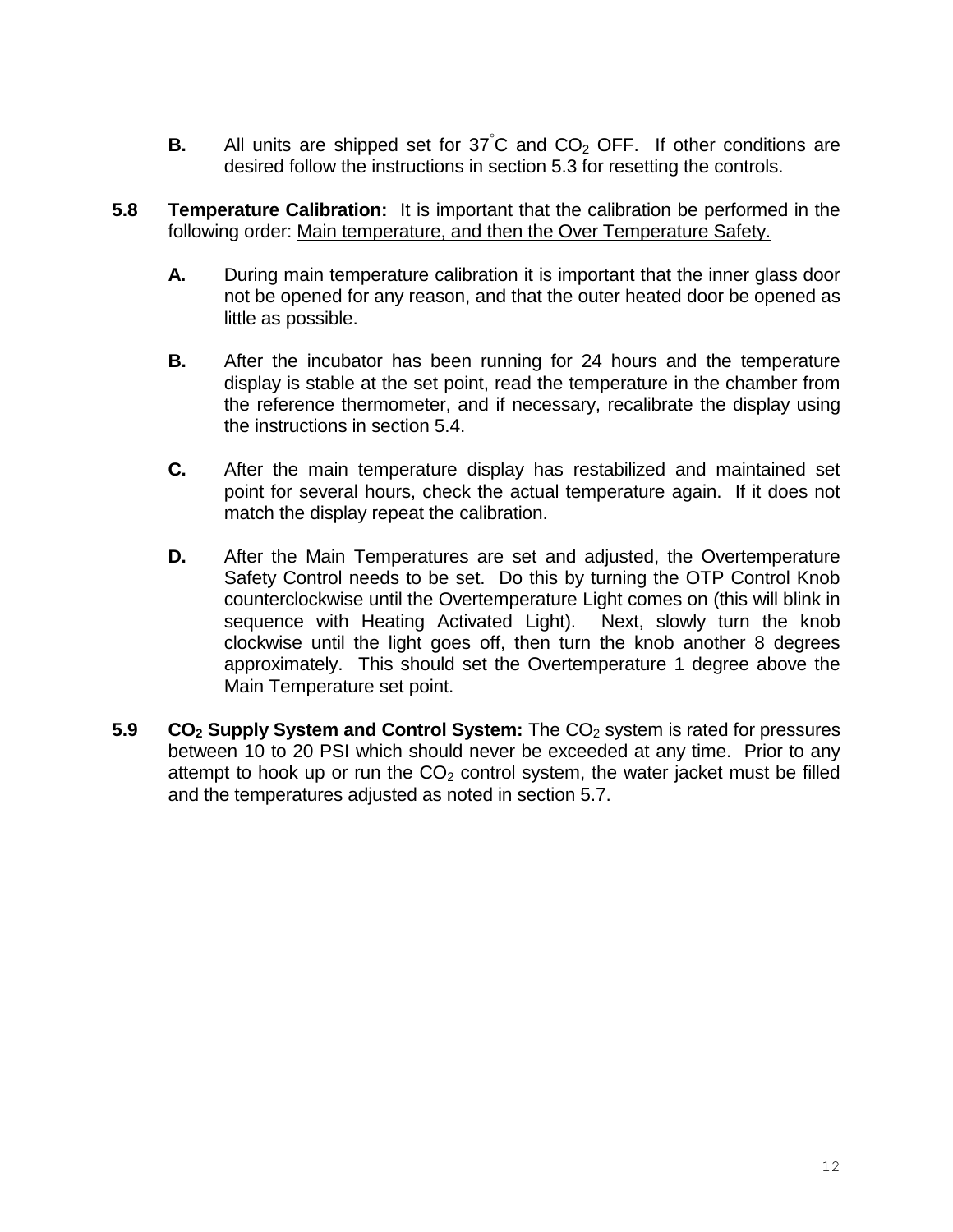**B.** All units are shipped set for 37°C and $CO_2$ OFF. If other conditions are desired follow the instructions in section 5.3 for resetting the controls.

**5.8 Temperature Calibration:** It is important that the calibration be performed in the following order: Main temperature, and then the Over Temperature Safety.

**A.** During main temperature calibration it is important that the inner glass door not be opened for any reason, and that the outer heated door be opened as little as possible.

**B.** After the incubator has been running for 24 hours and the temperature display is stable at the set point, read the temperature in the chamber from the reference thermometer, and if necessary, recalibrate the display using the instructions in section 5.4.

**C.** After the main temperature display has restabilized and maintained set point for several hours, check the actual temperature again. If it does not match the display repeat the calibration.

**D.** After the Main Temperatures are set and adjusted, the Overtemperature Safety Control needs to be set. Do this by turning the OTP Control Knob counterclockwise until the Overtemperature Light comes on (this will blink in sequence with Heating Activated Light). Next, slowly turn the knob clockwise until the light goes off, then turn the knob another 8 degrees approximately. This should set the Overtemperature 1 degree above the Main Temperature set point.

**5.9 $CO_2$ Supply System and Control System:** The $CO_2$ system is rated for pressures between 10 to 20 PSI which should never be exceeded at any time. Prior to any attempt to hook up or run the $CO_2$ control system, the water jacket must be filled and the temperatures adjusted as noted in section 5.7.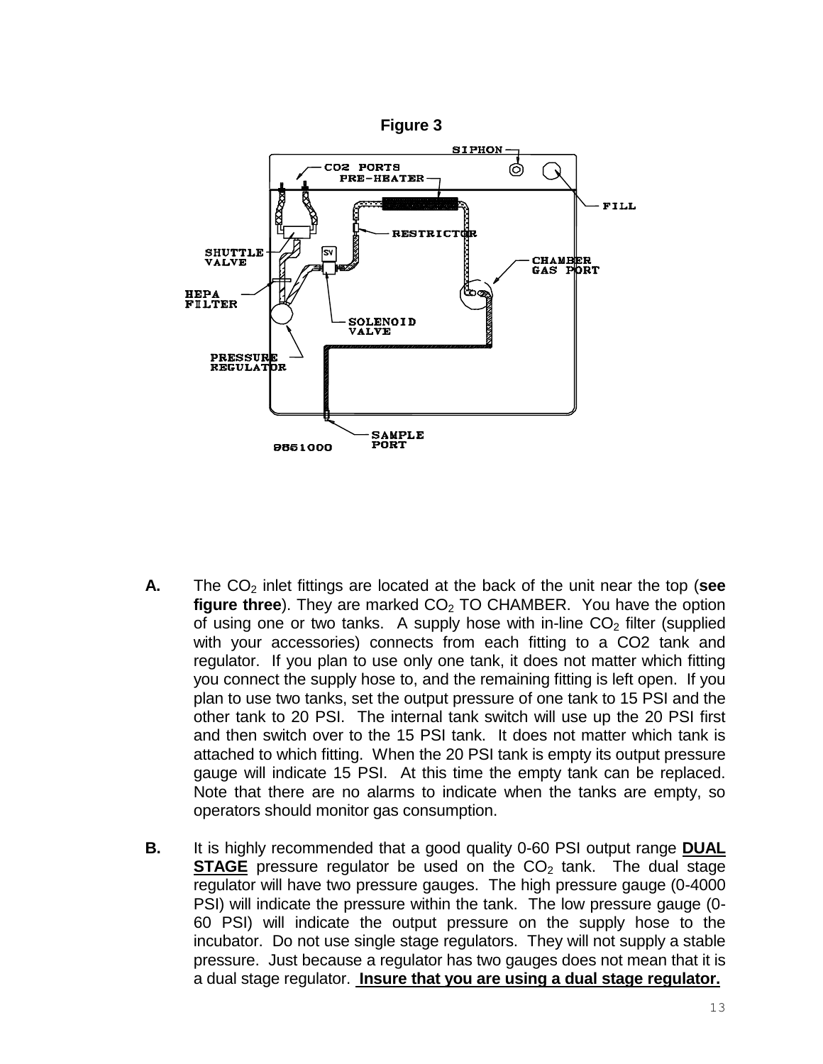**Figure 3**

SIPHON

CO2 PORTS

PRE-HEATER

FILL

RESTRICTOR

SHUTTLE VALVE

SV

CHAMBER GAS PORT

HEPA FILTER

SOLENOID VALVE

PRESSURE REGULATOR

SAMPLE PORT

9851000

**A.** The $CO_2$ inlet fittings are located at the back of the unit near the top (**see figure three**). They are marked $CO_2$ TO CHAMBER. You have the option of using one or two tanks. A supply hose with in-line $CO_2$ filter (supplied with your accessories) connects from each fitting to a CO2 tank and regulator. If you plan to use only one tank, it does not matter which fitting you connect the supply hose to, and the remaining fitting is left open. If you plan to use two tanks, set the output pressure of one tank to 15 PSI and the other tank to 20 PSI. The internal tank switch will use up the 20 PSI first and then switch over to the 15 PSI tank. It does not matter which tank is attached to which fitting. When the 20 PSI tank is empty its output pressure gauge will indicate 15 PSI. At this time the empty tank can be replaced. Note that there are no alarms to indicate when the tanks are empty, so operators should monitor gas consumption.

**B.** It is highly recommended that a good quality 0-60 PSI output range **DUAL STAGE** pressure regulator be used on the $CO_2$ tank. The dual stage regulator will have two pressure gauges. The high pressure gauge (0-4000 PSI) will indicate the pressure within the tank. The low pressure gauge (0-60 PSI) will indicate the output pressure on the supply hose to the incubator. Do not use single stage regulators. They will not supply a stable pressure. Just because a regulator has two gauges does not mean that it is a dual stage regulator. **Insure that you are using a dual stage regulator.**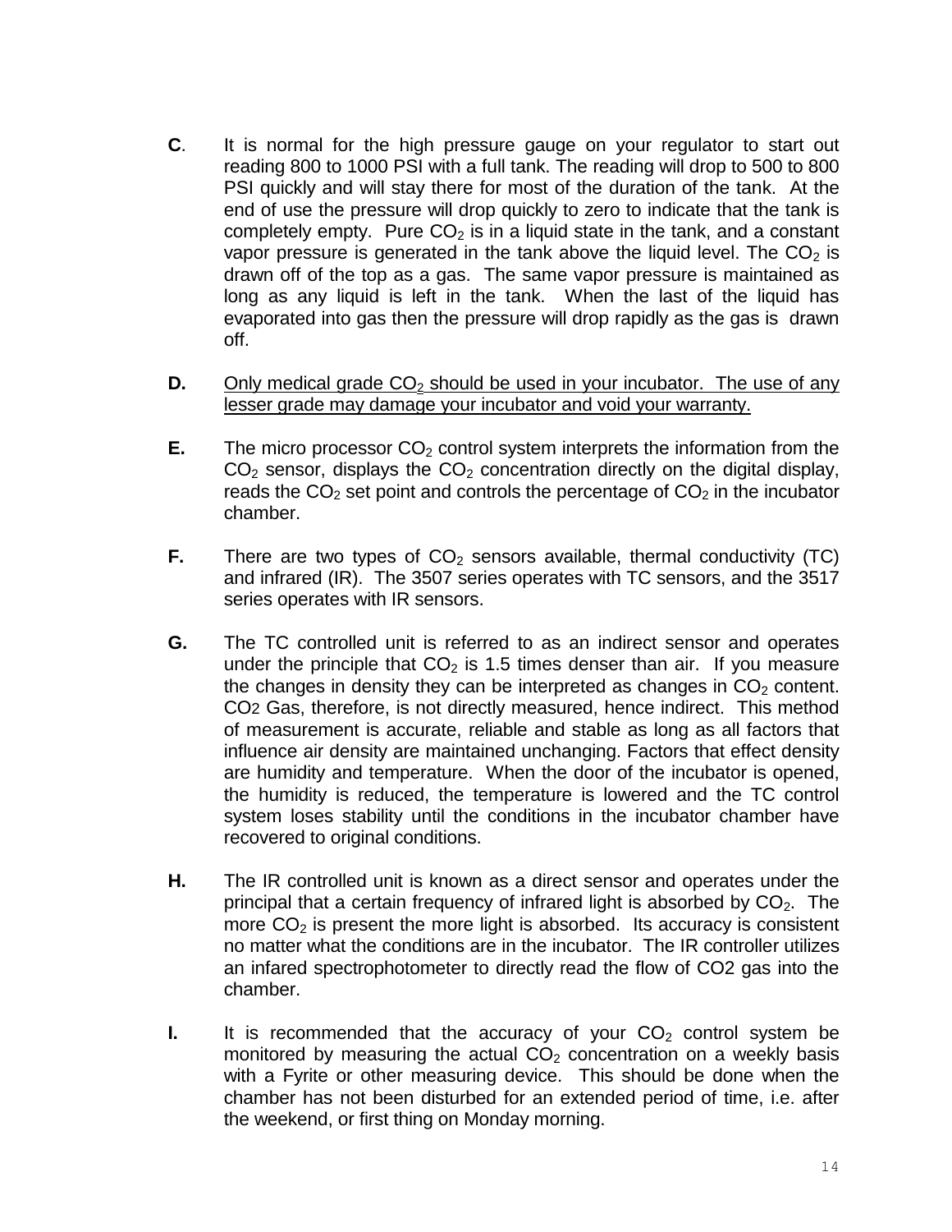**C**. It is normal for the high pressure gauge on your regulator to start out reading 800 to 1000 PSI with a full tank. The reading will drop to 500 to 800 PSI quickly and will stay there for most of the duration of the tank. At the end of use the pressure will drop quickly to zero to indicate that the tank is completely empty. Pure $CO_2$ is in a liquid state in the tank, and a constant vapor pressure is generated in the tank above the liquid level. The $CO_2$ is drawn off of the top as a gas. The same vapor pressure is maintained as long as any liquid is left in the tank. When the last of the liquid has evaporated into gas then the pressure will drop rapidly as the gas is drawn off.

**D.** <u>Only medical grade $CO_2$ should be used in your incubator. The use of any lesser grade may damage your incubator and void your warranty.</u>

**E.** The micro processor $CO_2$ control system interprets the information from the $CO_2$ sensor, displays the $CO_2$ concentration directly on the digital display, reads the $CO_2$ set point and controls the percentage of $CO_2$ in the incubator chamber.

**F.** There are two types of $CO_2$ sensors available, thermal conductivity (TC) and infrared (IR). The 3507 series operates with TC sensors, and the 3517 series operates with IR sensors.

**G.** The TC controlled unit is referred to as an indirect sensor and operates under the principle that $CO_2$ is 1.5 times denser than air. If you measure the changes in density they can be interpreted as changes in $CO_2$ content. CO2 Gas, therefore, is not directly measured, hence indirect. This method of measurement is accurate, reliable and stable as long as all factors that influence air density are maintained unchanging. Factors that effect density are humidity and temperature. When the door of the incubator is opened, the humidity is reduced, the temperature is lowered and the TC control system loses stability until the conditions in the incubator chamber have recovered to original conditions.

**H.** The IR controlled unit is known as a direct sensor and operates under the principal that a certain frequency of infrared light is absorbed by $CO_2$. The more $CO_2$ is present the more light is absorbed. Its accuracy is consistent no matter what the conditions are in the incubator. The IR controller utilizes an infared spectrophotometer to directly read the flow of CO2 gas into the chamber.

**I.** It is recommended that the accuracy of your $CO_2$ control system be monitored by measuring the actual $CO_2$ concentration on a weekly basis with a Fyrite or other measuring device. This should be done when the chamber has not been disturbed for an extended period of time, i.e. after the weekend, or first thing on Monday morning.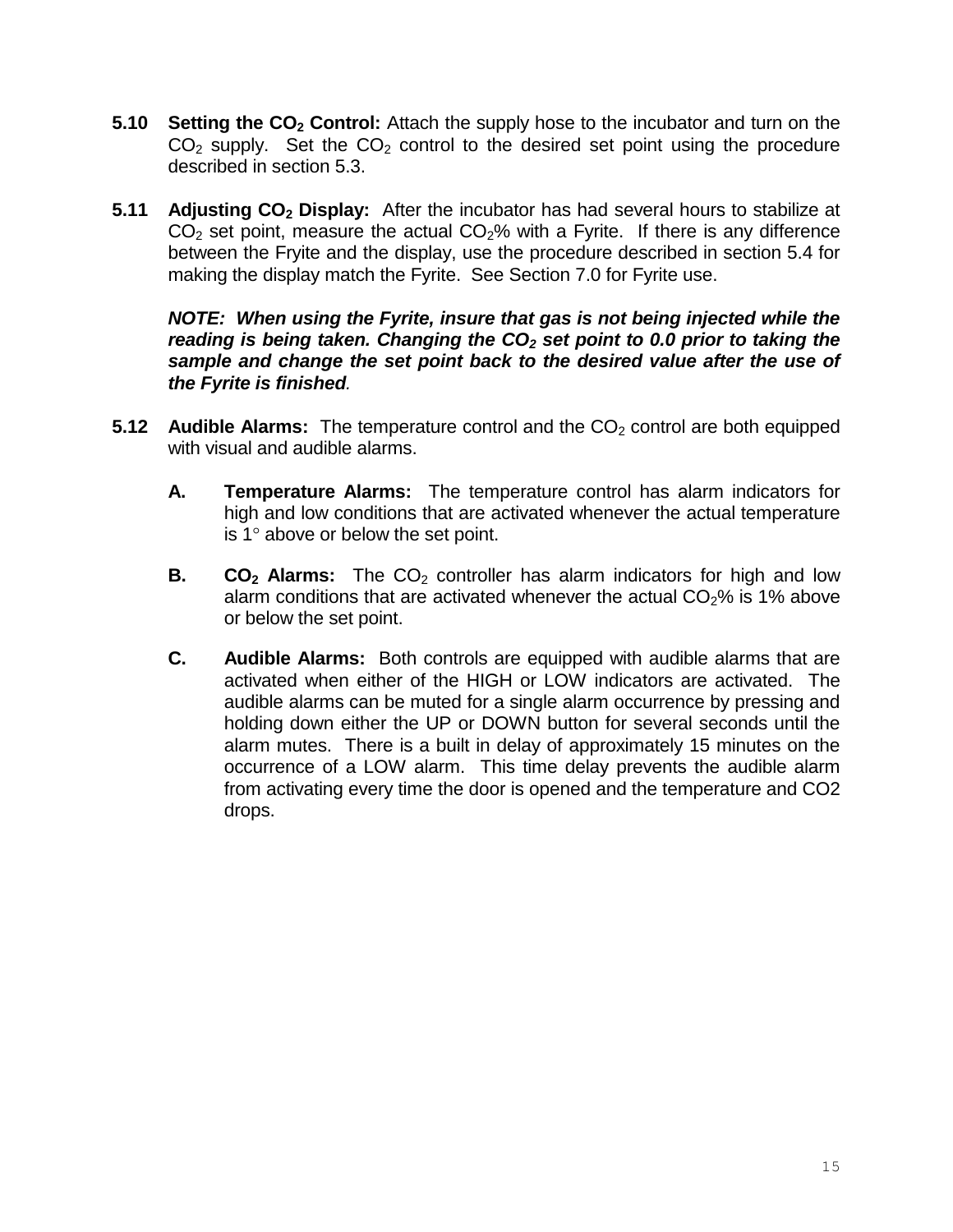**5.10 Setting the $CO_2$ Control:** Attach the supply hose to the incubator and turn on the $CO_2$ supply. Set the $CO_2$ control to the desired set point using the procedure described in section 5.3.

**5.11 Adjusting $CO_2$ Display:** After the incubator has had several hours to stabilize at $CO_2$ set point, measure the actual $CO_2$% with a Fyrite. If there is any difference between the Fryite and the display, use the procedure described in section 5.4 for making the display match the Fyrite. See Section 7.0 for Fyrite use.

***NOTE: When using the Fyrite, insure that gas is not being injected while the reading is being taken. Changing the $CO_2$ set point to 0.0 prior to taking the sample and change the set point back to the desired value after the use of the Fyrite is finished.***

**5.12 Audible Alarms:** The temperature control and the $CO_2$ control are both equipped with visual and audible alarms.

**A. Temperature Alarms:** The temperature control has alarm indicators for high and low conditions that are activated whenever the actual temperature is 1° above or below the set point.

**B. $CO_2$ Alarms:** The $CO_2$ controller has alarm indicators for high and low alarm conditions that are activated whenever the actual $CO_2$% is 1% above or below the set point.

**C. Audible Alarms:** Both controls are equipped with audible alarms that are activated when either of the HIGH or LOW indicators are activated. The audible alarms can be muted for a single alarm occurrence by pressing and holding down either the UP or DOWN button for several seconds until the alarm mutes. There is a built in delay of approximately 15 minutes on the occurrence of a LOW alarm. This time delay prevents the audible alarm from activating every time the door is opened and the temperature and CO2 drops.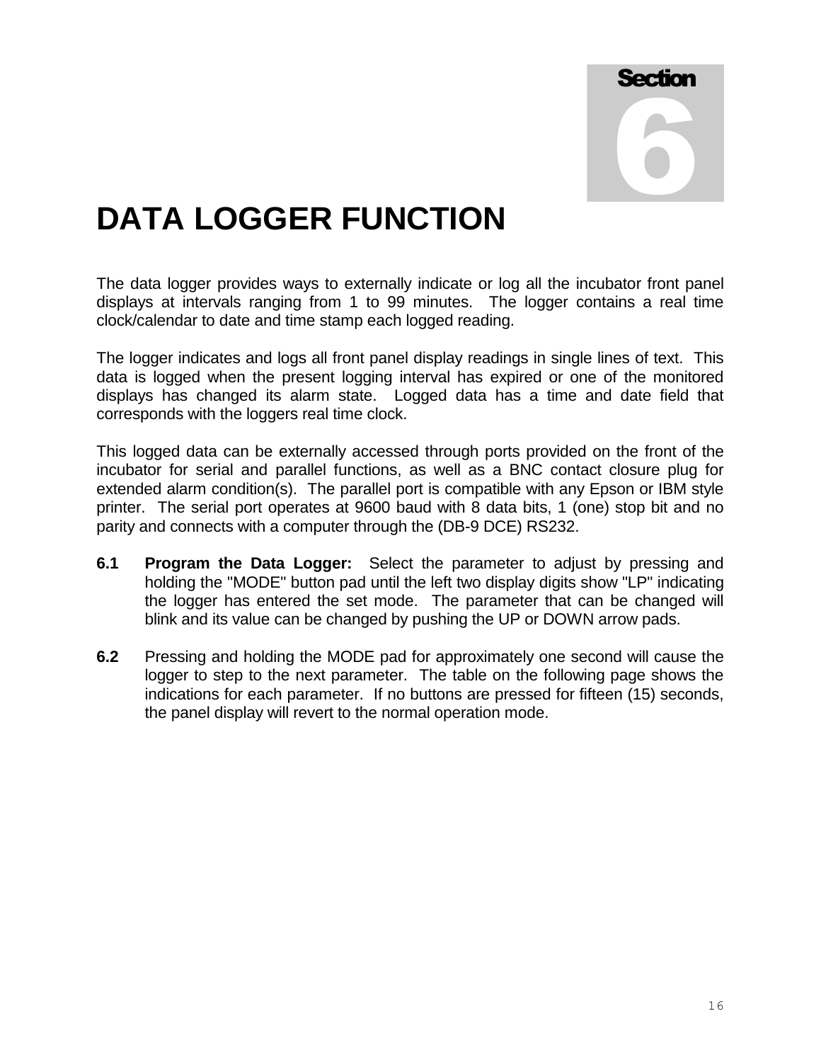Section 6

# DATA LOGGER FUNCTION

The data logger provides ways to externally indicate or log all the incubator front panel displays at intervals ranging from 1 to 99 minutes. The logger contains a real time clock/calendar to date and time stamp each logged reading.

The logger indicates and logs all front panel display readings in single lines of text. This data is logged when the present logging interval has expired or one of the monitored displays has changed its alarm state. Logged data has a time and date field that corresponds with the loggers real time clock.

This logged data can be externally accessed through ports provided on the front of the incubator for serial and parallel functions, as well as a BNC contact closure plug for extended alarm condition(s). The parallel port is compatible with any Epson or IBM style printer. The serial port operates at 9600 baud with 8 data bits, 1 (one) stop bit and no parity and connects with a computer through the (DB-9 DCE) RS232.

**6.1** **Program the Data Logger:** Select the parameter to adjust by pressing and holding the "MODE" button pad until the left two display digits show "LP" indicating the logger has entered the set mode. The parameter that can be changed will blink and its value can be changed by pushing the UP or DOWN arrow pads.

**6.2** Pressing and holding the MODE pad for approximately one second will cause the logger to step to the next parameter. The table on the following page shows the indications for each parameter. If no buttons are pressed for fifteen (15) seconds, the panel display will revert to the normal operation mode.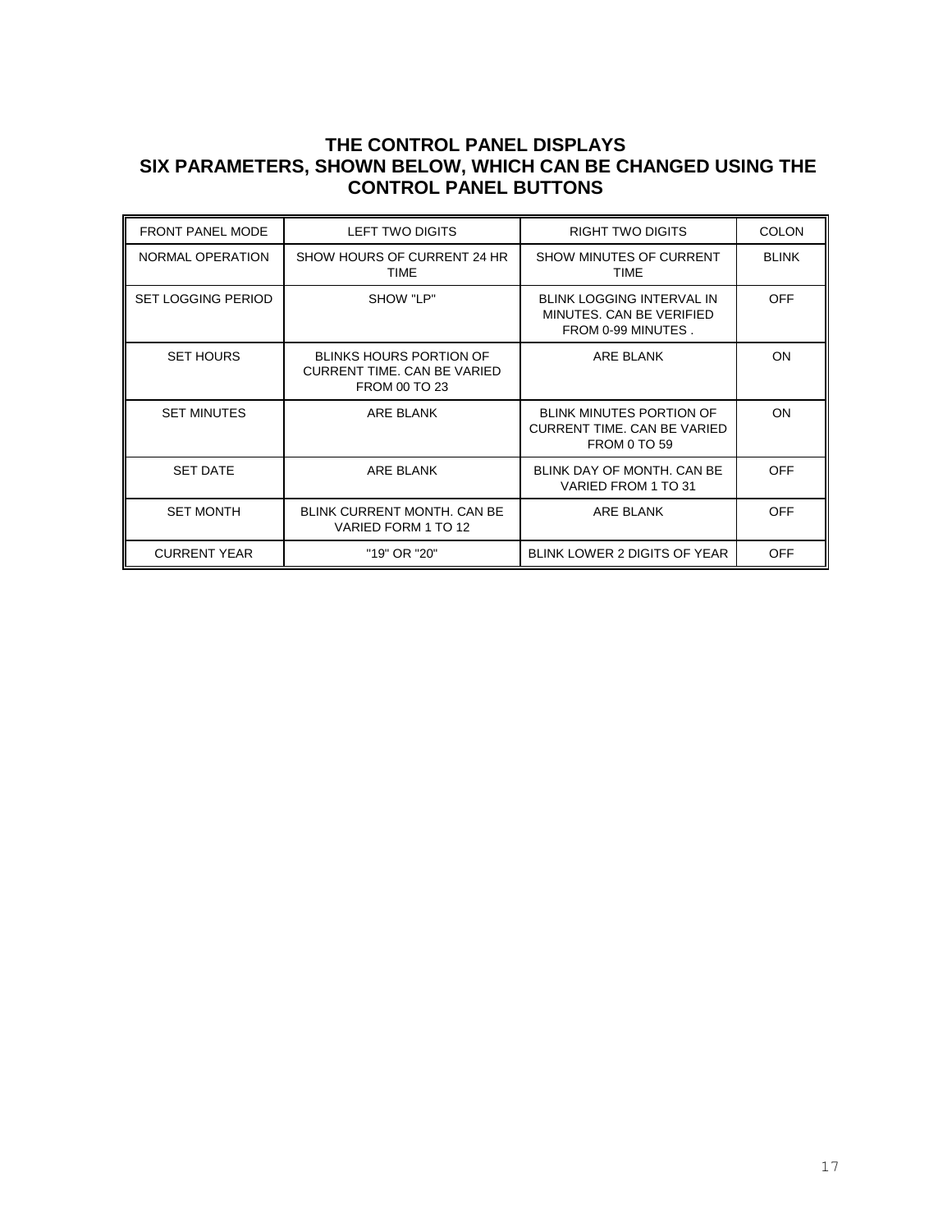### THE CONTROL PANEL DISPLAYS SIX PARAMETERS, SHOWN BELOW, WHICH CAN BE CHANGED USING THE CONTROL PANEL BUTTONS

| FRONT PANEL MODE | LEFT TWO DIGITS | RIGHT TWO DIGITS | COLON |
|---|---|---|---|
| NORMAL OPERATION | SHOW HOURS OF CURRENT 24 HR TIME | SHOW MINUTES OF CURRENT TIME | BLINK |
| SET LOGGING PERIOD | SHOW "LP" | BLINK LOGGING INTERVAL IN MINUTES. CAN BE VERIFIED FROM 0-99 MINUTES . | OFF |
| SET HOURS | BLINKS HOURS PORTION OF CURRENT TIME. CAN BE VARIED FROM 00 TO 23 | ARE BLANK | ON |
| SET MINUTES | ARE BLANK | BLINK MINUTES PORTION OF CURRENT TIME. CAN BE VARIED FROM 0 TO 59 | ON |
| SET DATE | ARE BLANK | BLINK DAY OF MONTH. CAN BE VARIED FROM 1 TO 31 | OFF |
| SET MONTH | BLINK CURRENT MONTH. CAN BE VARIED FORM 1 TO 12 | ARE BLANK | OFF |
| CURRENT YEAR | "19" OR "20" | BLINK LOWER 2 DIGITS OF YEAR | OFF |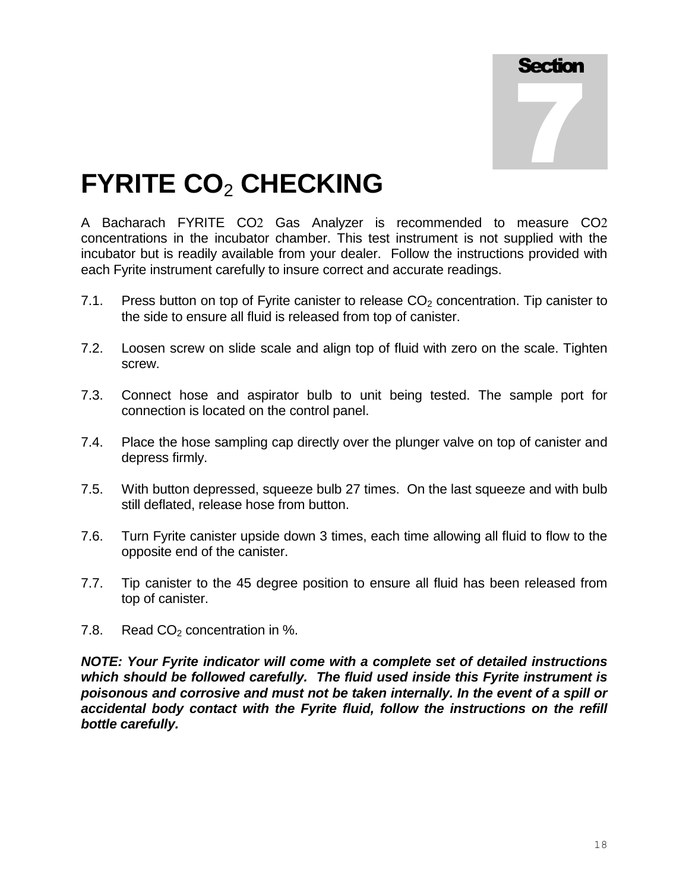# Section 7

# FYRITE $CO_2$ CHECKING

A Bacharach FYRITE CO2 Gas Analyzer is recommended to measure CO2 concentrations in the incubator chamber. This test instrument is not supplied with the incubator but is readily available from your dealer. Follow the instructions provided with each Fyrite instrument carefully to insure correct and accurate readings.

7.1. Press button on top of Fyrite canister to release $CO_2$ concentration. Tip canister to the side to ensure all fluid is released from top of canister.

7.2. Loosen screw on slide scale and align top of fluid with zero on the scale. Tighten screw.

7.3. Connect hose and aspirator bulb to unit being tested. The sample port for connection is located on the control panel.

7.4. Place the hose sampling cap directly over the plunger valve on top of canister and depress firmly.

7.5. With button depressed, squeeze bulb 27 times. On the last squeeze and with bulb still deflated, release hose from button.

7.6. Turn Fyrite canister upside down 3 times, each time allowing all fluid to flow to the opposite end of the canister.

7.7. Tip canister to the 45 degree position to ensure all fluid has been released from top of canister.

7.8. Read $CO_2$ concentration in %.

***NOTE: Your Fyrite indicator will come with a complete set of detailed instructions which should be followed carefully. The fluid used inside this Fyrite instrument is poisonous and corrosive and must not be taken internally. In the event of a spill or accidental body contact with the Fyrite fluid, follow the instructions on the refill bottle carefully.***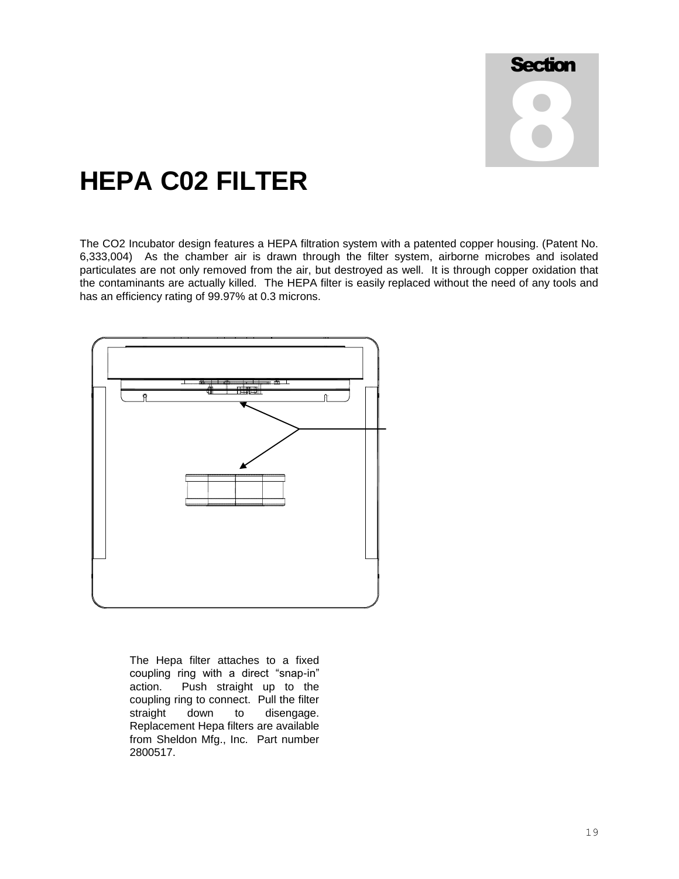Section 8

# HEPA C02 FILTER

The CO2 Incubator design features a HEPA filtration system with a patented copper housing. (Patent No. 6,333,004) As the chamber air is drawn through the filter system, airborne microbes and isolated particulates are not only removed from the air, but destroyed as well. It is through copper oxidation that the contaminants are actually killed. The HEPA filter is easily replaced without the need of any tools and has an efficiency rating of 99.97% at 0.3 microns.

The Hepa filter attaches to a fixed coupling ring with a direct "snap-in" action. Push straight up to the coupling ring to connect. Pull the filter straight down to disengage. Replacement Hepa filters are available from Sheldon Mfg., Inc. Part number 2800517.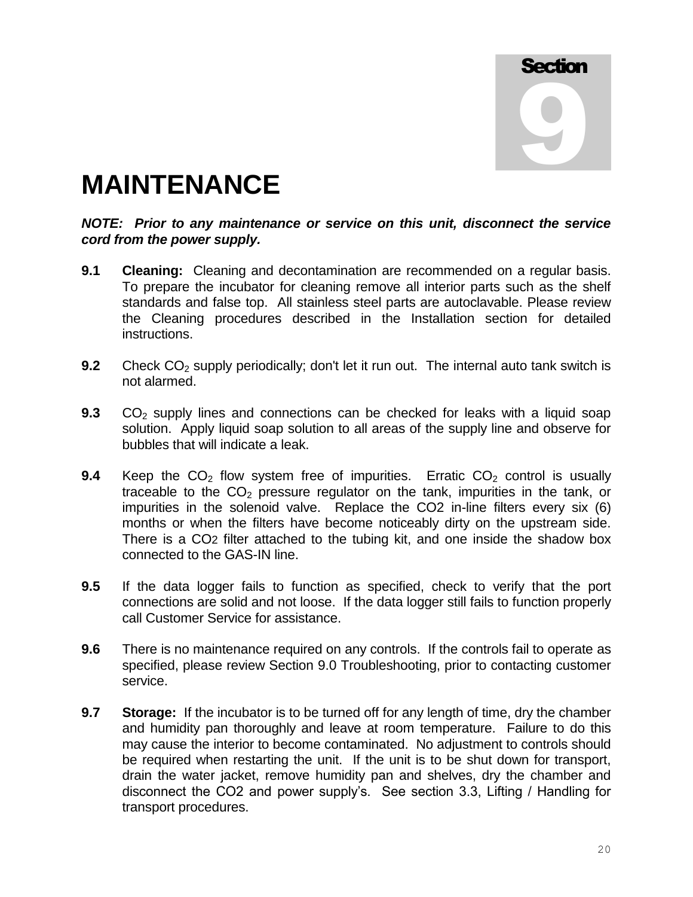# Section 9

# MAINTENANCE

***NOTE: Prior to any maintenance or service on this unit, disconnect the service cord from the power supply.***

**9.1** **Cleaning:** Cleaning and decontamination are recommended on a regular basis. To prepare the incubator for cleaning remove all interior parts such as the shelf standards and false top. All stainless steel parts are autoclavable. Please review the Cleaning procedures described in the Installation section for detailed instructions.

**9.2** Check $CO_2$ supply periodically; don't let it run out. The internal auto tank switch is not alarmed.

**9.3** $CO_2$ supply lines and connections can be checked for leaks with a liquid soap solution. Apply liquid soap solution to all areas of the supply line and observe for bubbles that will indicate a leak.

**9.4** Keep the $CO_2$ flow system free of impurities. Erratic $CO_2$ control is usually traceable to the $CO_2$ pressure regulator on the tank, impurities in the tank, or impurities in the solenoid valve. Replace the CO2 in-line filters every six (6) months or when the filters have become noticeably dirty on the upstream side. There is a $CO_2$ filter attached to the tubing kit, and one inside the shadow box connected to the GAS-IN line.

**9.5** If the data logger fails to function as specified, check to verify that the port connections are solid and not loose. If the data logger still fails to function properly call Customer Service for assistance.

**9.6** There is no maintenance required on any controls. If the controls fail to operate as specified, please review Section 9.0 Troubleshooting, prior to contacting customer service.

**9.7** **Storage:** If the incubator is to be turned off for any length of time, dry the chamber and humidity pan thoroughly and leave at room temperature. Failure to do this may cause the interior to become contaminated. No adjustment to controls should be required when restarting the unit. If the unit is to be shut down for transport, drain the water jacket, remove humidity pan and shelves, dry the chamber and disconnect the CO2 and power supply's. See section 3.3, Lifting / Handling for transport procedures.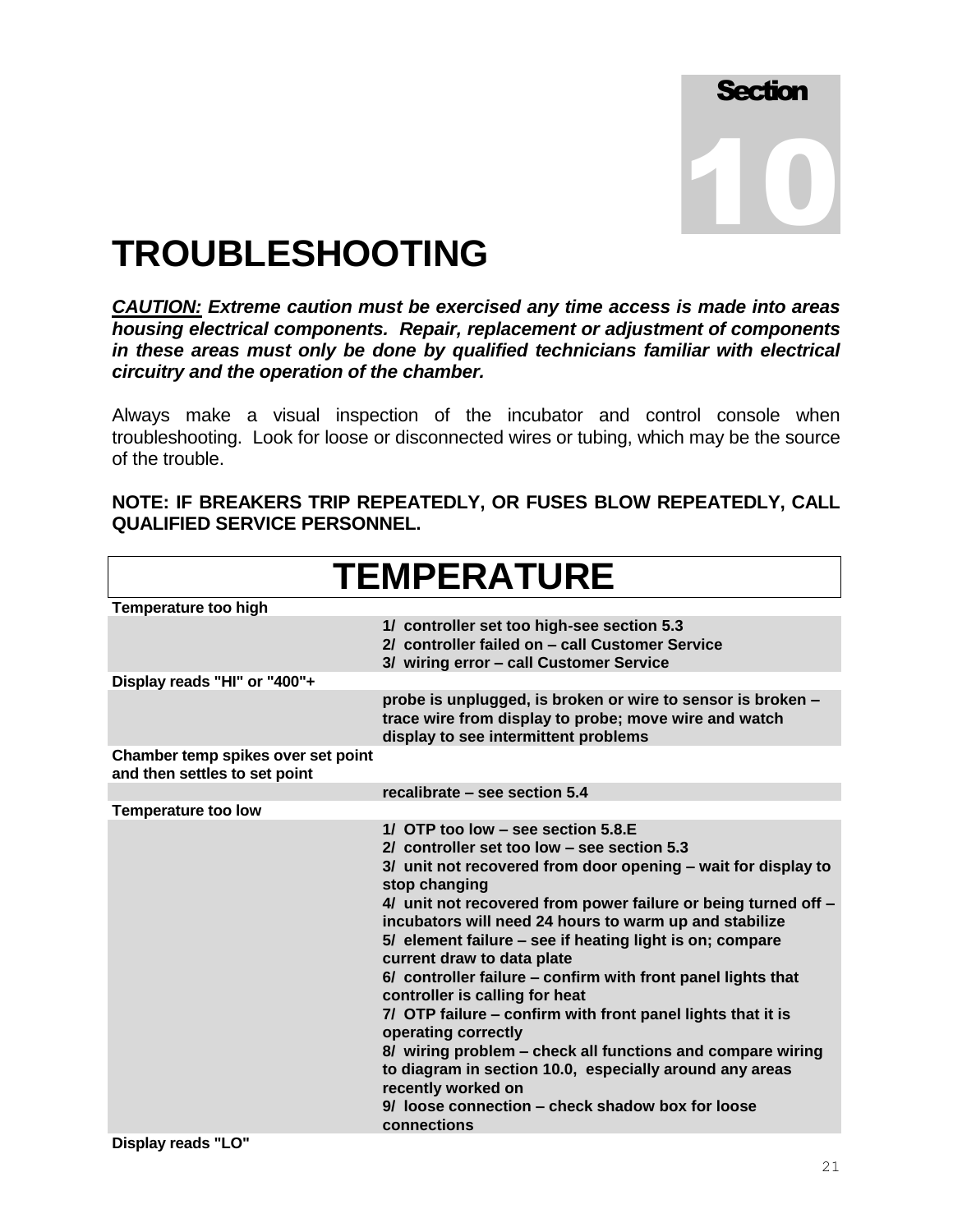Section

10

# TROUBLESHOOTING

***CAUTION:*** ***Extreme caution must be exercised any time access is made into areas housing electrical components. Repair, replacement or adjustment of components in these areas must only be done by qualified technicians familiar with electrical circuitry and the operation of the chamber.***

Always make a visual inspection of the incubator and control console when troubleshooting. Look for loose or disconnected wires or tubing, which may be the source of the trouble.

**NOTE: IF BREAKERS TRIP REPEATEDLY, OR FUSES BLOW REPEATEDLY, CALL QUALIFIED SERVICE PERSONNEL.**

## TEMPERATURE

| Problem | Solution |
|---|---|
| **Temperature too high** | |
| | **1/ controller set too high-see section 5.3**<br>**2/ controller failed on – call Customer Service**<br>**3/ wiring error – call Customer Service** |
| **Display reads "HI" or "400"+** | |
| | **probe is unplugged, is broken or wire to sensor is broken – trace wire from display to probe; move wire and watch display to see intermittent problems** |
| **Chamber temp spikes over set point and then settles to set point** | |
| | **recalibrate – see section 5.4** |
| **Temperature too low** | |
| | **1/ OTP too low – see section 5.8.E**<br>**2/ controller set too low – see section 5.3**<br>**3/ unit not recovered from door opening – wait for display to stop changing**<br>**4/ unit not recovered from power failure or being turned off – incubators will need 24 hours to warm up and stabilize**<br>**5/ element failure – see if heating light is on; compare current draw to data plate**<br>**6/ controller failure – confirm with front panel lights that controller is calling for heat**<br>**7/ OTP failure – confirm with front panel lights that it is operating correctly**<br>**8/ wiring problem – check all functions and compare wiring to diagram in section 10.0, especially around any areas recently worked on**<br>**9/ loose connection – check shadow box for loose connections** |
| **Display reads "LO"** | |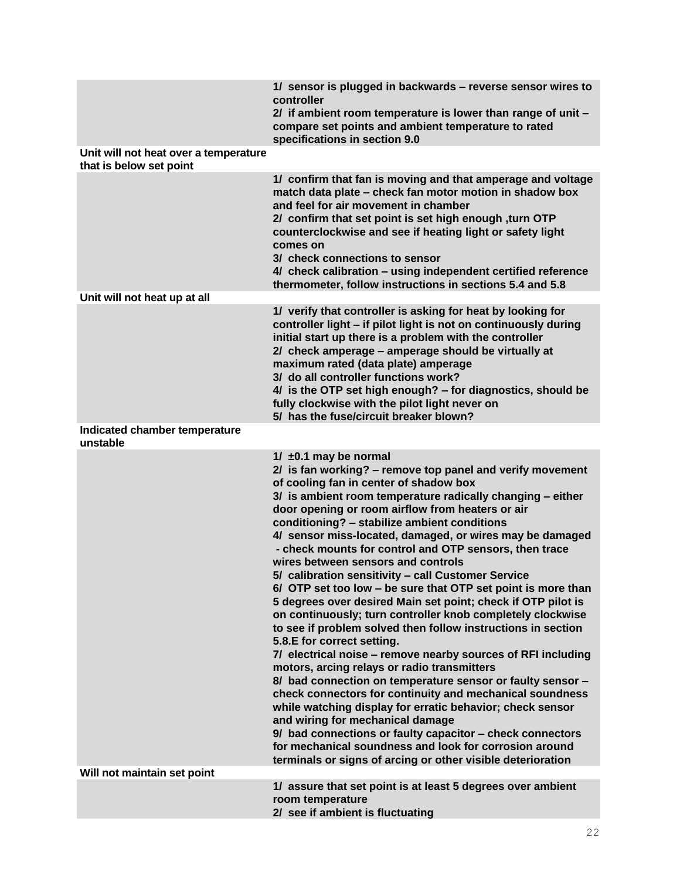| Problem | Solution |
|---|---|
| | **1/ sensor is plugged in backwards – reverse sensor wires to controller**<br>**2/ if ambient room temperature is lower than range of unit – compare set points and ambient temperature to rated specifications in section 9.0** |
| **Unit will not heat over a temperature that is below set point** | |
| | **1/ confirm that fan is moving and that amperage and voltage match data plate – check fan motor motion in shadow box and feel for air movement in chamber**<br>**2/ confirm that set point is set high enough ,turn OTP counterclockwise and see if heating light or safety light comes on**<br>**3/ check connections to sensor**<br>**4/ check calibration – using independent certified reference thermometer, follow instructions in sections 5.4 and 5.8** |
| **Unit will not heat up at all** | |
| | **1/ verify that controller is asking for heat by looking for controller light – if pilot light is not on continuously during initial start up there is a problem with the controller**<br>**2/ check amperage – amperage should be virtually at maximum rated (data plate) amperage**<br>**3/ do all controller functions work?**<br>**4/ is the OTP set high enough? – for diagnostics, should be fully clockwise with the pilot light never on**<br>**5/ has the fuse/circuit breaker blown?** |
| **Indicated chamber temperature unstable** | |
| | **1/ ±0.1 may be normal**<br>**2/ is fan working? – remove top panel and verify movement of cooling fan in center of shadow box**<br>**3/ is ambient room temperature radically changing – either door opening or room airflow from heaters or air conditioning? – stabilize ambient conditions**<br>**4/ sensor miss-located, damaged, or wires may be damaged - check mounts for control and OTP sensors, then trace wires between sensors and controls**<br>**5/ calibration sensitivity – call Customer Service**<br>**6/ OTP set too low – be sure that OTP set point is more than 5 degrees over desired Main set point; check if OTP pilot is on continuously; turn controller knob completely clockwise to see if problem solved then follow instructions in section 5.8.E for correct setting.**<br>**7/ electrical noise – remove nearby sources of RFI including motors, arcing relays or radio transmitters**<br>**8/ bad connection on temperature sensor or faulty sensor – check connectors for continuity and mechanical soundness while watching display for erratic behavior; check sensor and wiring for mechanical damage**<br>**9/ bad connections or faulty capacitor – check connectors for mechanical soundness and look for corrosion around terminals or signs of arcing or other visible deterioration** |
| **Will not maintain set point** | |
| | **1/ assure that set point is at least 5 degrees over ambient room temperature**<br>**2/ see if ambient is fluctuating** |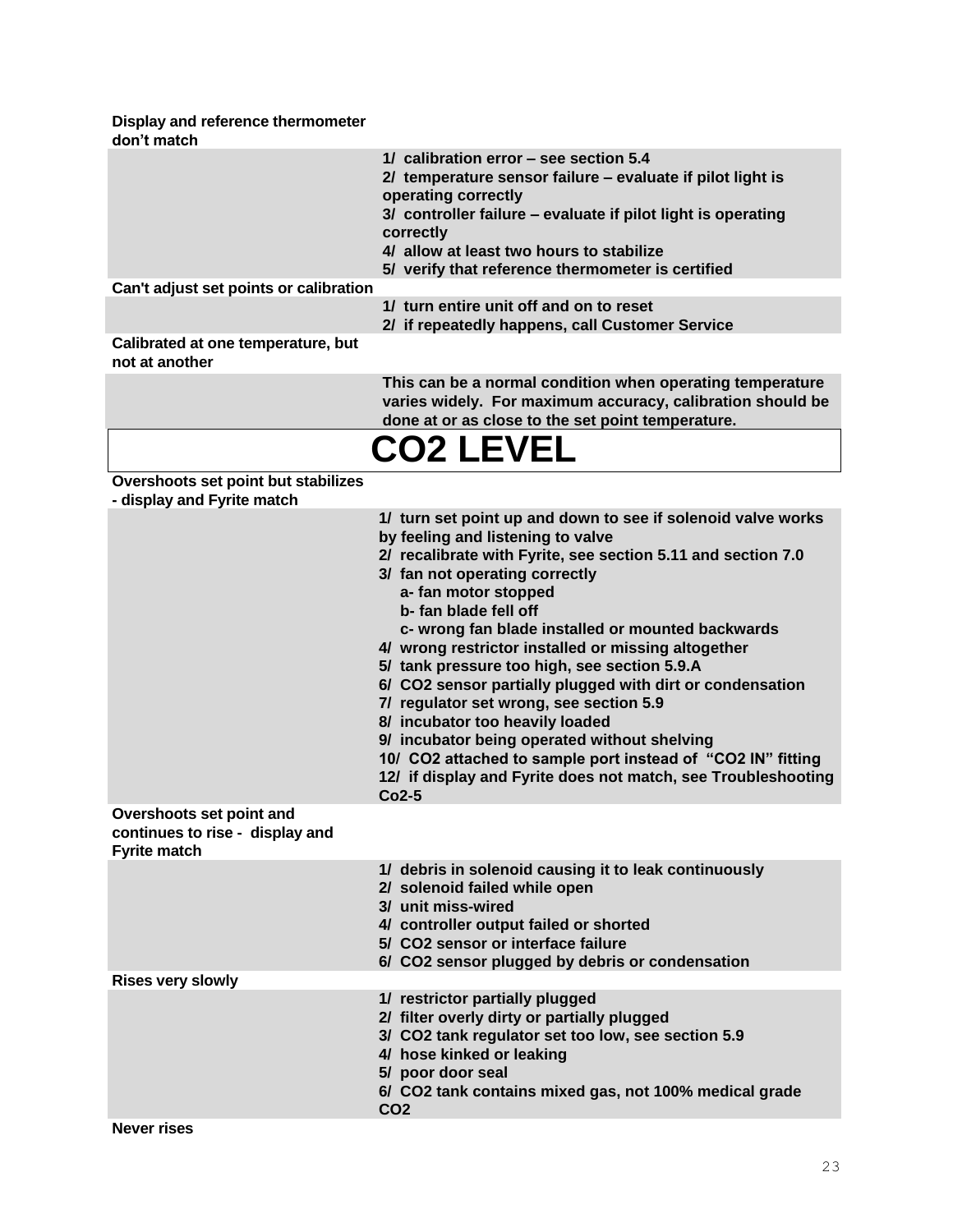**Display and reference thermometer don't match**

1/ calibration error – see section 5.4
2/ temperature sensor failure – evaluate if pilot light is operating correctly
3/ controller failure – evaluate if pilot light is operating correctly
4/ allow at least two hours to stabilize
5/ verify that reference thermometer is certified

**Can't adjust set points or calibration**

1/ turn entire unit off and on to reset
2/ if repeatedly happens, call Customer Service

**Calibrated at one temperature, but not at another**

This can be a normal condition when operating temperature varies widely. For maximum accuracy, calibration should be done at or as close to the set point temperature.

# CO2 LEVEL

**Overshoots set point but stabilizes - display and Fyrite match**

1/ turn set point up and down to see if solenoid valve works by feeling and listening to valve
2/ recalibrate with Fyrite, see section 5.11 and section 7.0
3/ fan not operating correctly
  a- fan motor stopped
  b- fan blade fell off
  c- wrong fan blade installed or mounted backwards
4/ wrong restrictor installed or missing altogether
5/ tank pressure too high, see section 5.9.A
6/ CO2 sensor partially plugged with dirt or condensation
7/ regulator set wrong, see section 5.9
8/ incubator too heavily loaded
9/ incubator being operated without shelving
10/ CO2 attached to sample port instead of "CO2 IN" fitting
12/ if display and Fyrite does not match, see Troubleshooting Co2-5

**Overshoots set point and continues to rise - display and Fyrite match**

1/ debris in solenoid causing it to leak continuously
2/ solenoid failed while open
3/ unit miss-wired
4/ controller output failed or shorted
5/ CO2 sensor or interface failure
6/ CO2 sensor plugged by debris or condensation

**Rises very slowly**

1/ restrictor partially plugged
2/ filter overly dirty or partially plugged
3/ CO2 tank regulator set too low, see section 5.9
4/ hose kinked or leaking
5/ poor door seal
6/ CO2 tank contains mixed gas, not 100% medical grade CO2

**Never rises**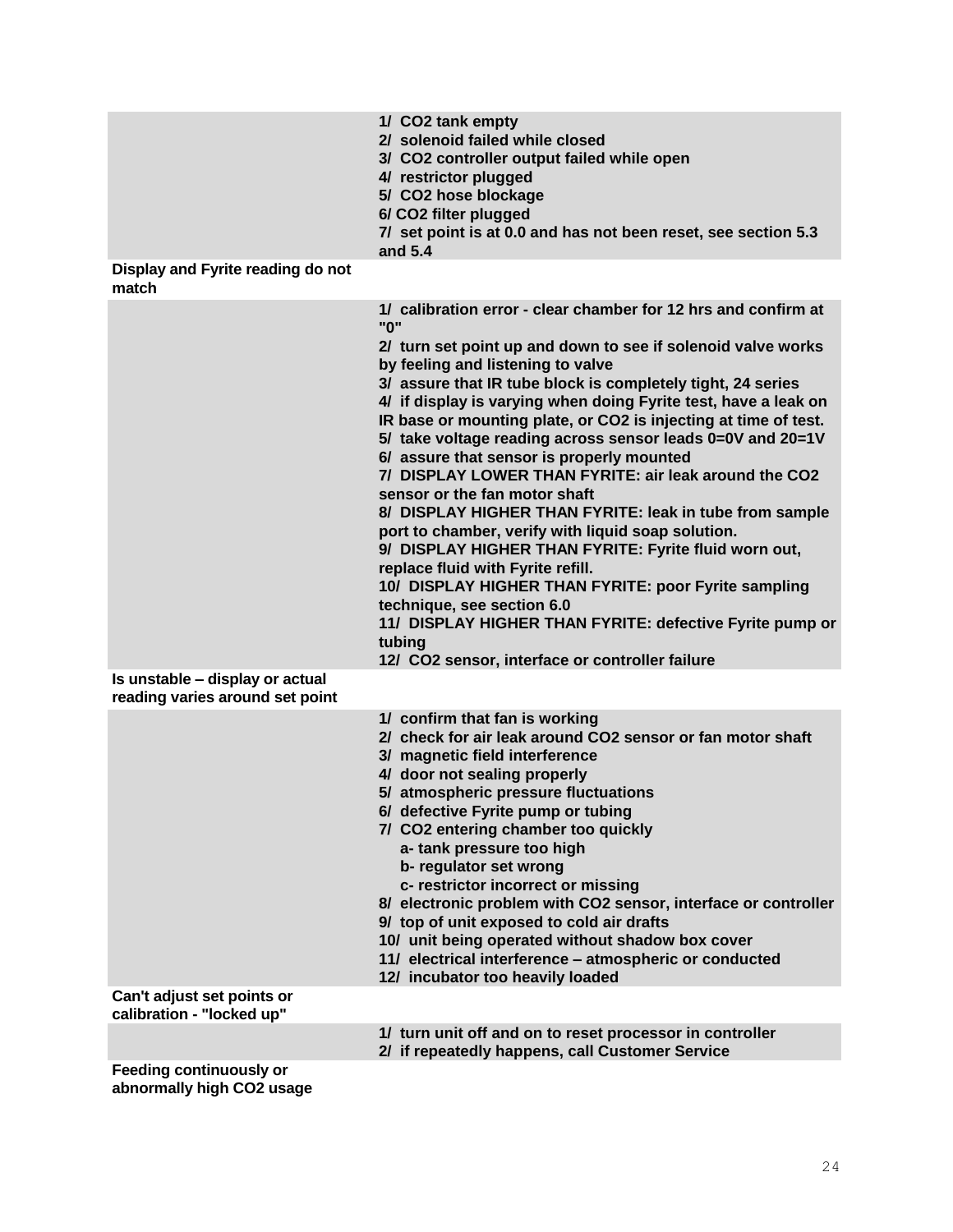| Problem | Possible Cause / Action |
|---|---|
| | 1/ CO2 tank empty<br>2/ solenoid failed while closed<br>3/ CO2 controller output failed while open<br>4/ restrictor plugged<br>5/ CO2 hose blockage<br>6/ CO2 filter plugged<br>7/ set point is at 0.0 and has not been reset, see section 5.3 and 5.4 |
| **Display and Fyrite reading do not match** | |
| | 1/ calibration error - clear chamber for 12 hrs and confirm at "0"<br>2/ turn set point up and down to see if solenoid valve works by feeling and listening to valve<br>3/ assure that IR tube block is completely tight, 24 series<br>4/ if display is varying when doing Fyrite test, have a leak on IR base or mounting plate, or CO2 is injecting at time of test.<br>5/ take voltage reading across sensor leads 0=0V and 20=1V<br>6/ assure that sensor is properly mounted<br>7/ DISPLAY LOWER THAN FYRITE: air leak around the CO2 sensor or the fan motor shaft<br>8/ DISPLAY HIGHER THAN FYRITE: leak in tube from sample port to chamber, verify with liquid soap solution.<br>9/ DISPLAY HIGHER THAN FYRITE: Fyrite fluid worn out, replace fluid with Fyrite refill.<br>10/ DISPLAY HIGHER THAN FYRITE: poor Fyrite sampling technique, see section 6.0<br>11/ DISPLAY HIGHER THAN FYRITE: defective Fyrite pump or tubing<br>12/ CO2 sensor, interface or controller failure |
| **Is unstable – display or actual reading varies around set point** | |
| | 1/ confirm that fan is working<br>2/ check for air leak around CO2 sensor or fan motor shaft<br>3/ magnetic field interference<br>4/ door not sealing properly<br>5/ atmospheric pressure fluctuations<br>6/ defective Fyrite pump or tubing<br>7/ CO2 entering chamber too quickly<br>a- tank pressure too high<br>b- regulator set wrong<br>c- restrictor incorrect or missing<br>8/ electronic problem with CO2 sensor, interface or controller<br>9/ top of unit exposed to cold air drafts<br>10/ unit being operated without shadow box cover<br>11/ electrical interference – atmospheric or conducted<br>12/ incubator too heavily loaded |
| **Can't adjust set points or calibration - "locked up"** | |
| | 1/ turn unit off and on to reset processor in controller<br>2/ if repeatedly happens, call Customer Service |
| **Feeding continuously or abnormally high CO2 usage** | |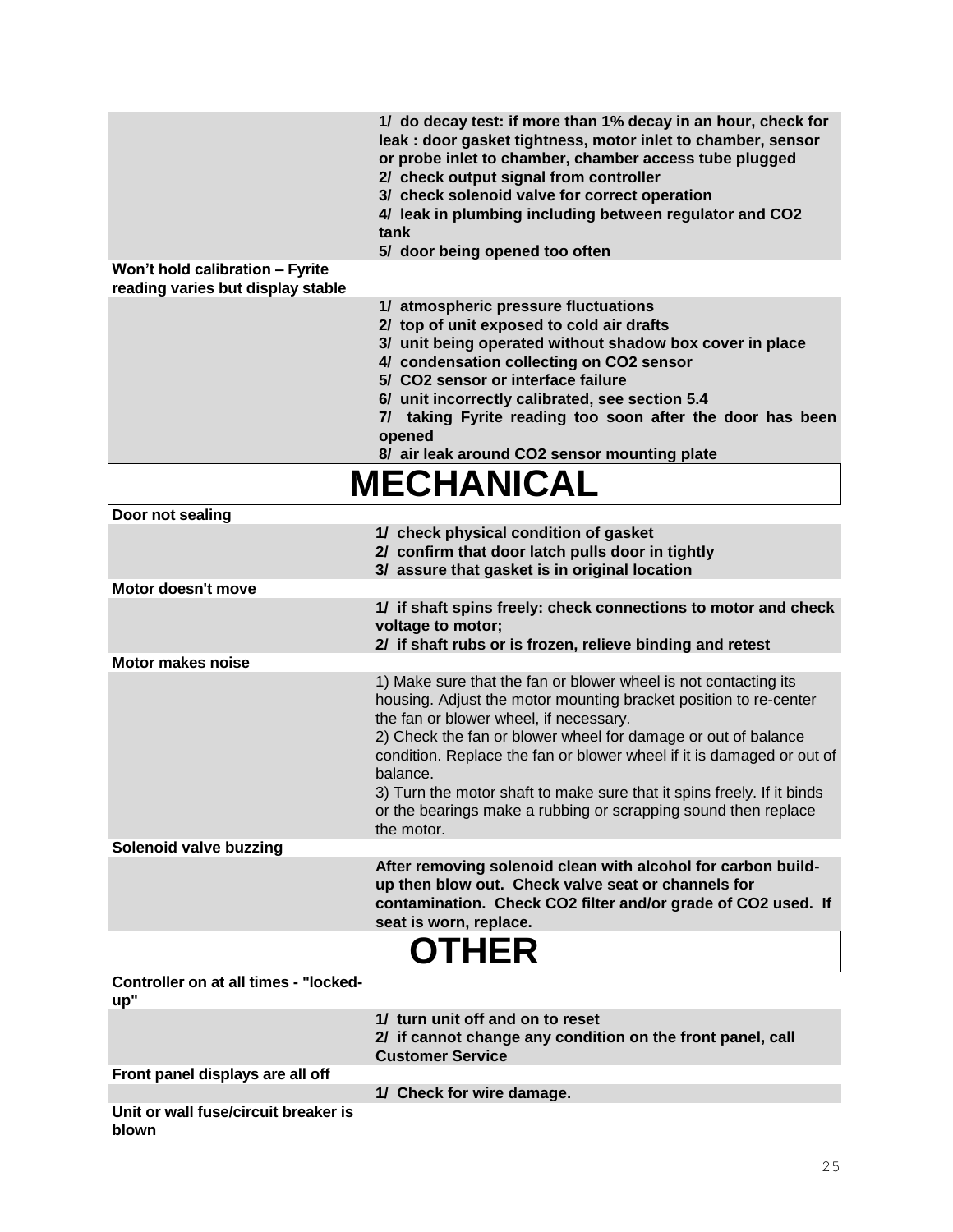1/ do decay test: if more than 1% decay in an hour, check for leak : door gasket tightness, motor inlet to chamber, sensor or probe inlet to chamber, chamber access tube plugged
2/ check output signal from controller
3/ check solenoid valve for correct operation
4/ leak in plumbing including between regulator and $CO_2$ tank
5/ door being opened too often

**Won't hold calibration – Fyrite reading varies but display stable**

1/ atmospheric pressure fluctuations
2/ top of unit exposed to cold air drafts
3/ unit being operated without shadow box cover in place
4/ condensation collecting on $CO_2$ sensor
5/ $CO_2$ sensor or interface failure
6/ unit incorrectly calibrated, see section 5.4
7/ taking Fyrite reading too soon after the door has been opened
8/ air leak around $CO_2$ sensor mounting plate

# MECHANICAL

**Door not sealing**

1/ check physical condition of gasket
2/ confirm that door latch pulls door in tightly
3/ assure that gasket is in original location

**Motor doesn't move**

1/ if shaft spins freely: check connections to motor and check voltage to motor;
2/ if shaft rubs or is frozen, relieve binding and retest

**Motor makes noise**

1) Make sure that the fan or blower wheel is not contacting its housing. Adjust the motor mounting bracket position to re-center the fan or blower wheel, if necessary.
2) Check the fan or blower wheel for damage or out of balance condition. Replace the fan or blower wheel if it is damaged or out of balance.
3) Turn the motor shaft to make sure that it spins freely. If it binds or the bearings make a rubbing or scrapping sound then replace the motor.

**Solenoid valve buzzing**

After removing solenoid clean with alcohol for carbon build-up then blow out. Check valve seat or channels for contamination. Check $CO_2$ filter and/or grade of $CO_2$ used. If seat is worn, replace.

# OTHER

**Controller on at all times - "locked-up"**

1/ turn unit off and on to reset
2/ if cannot change any condition on the front panel, call Customer Service

**Front panel displays are all off**

1/ Check for wire damage.

**Unit or wall fuse/circuit breaker is blown**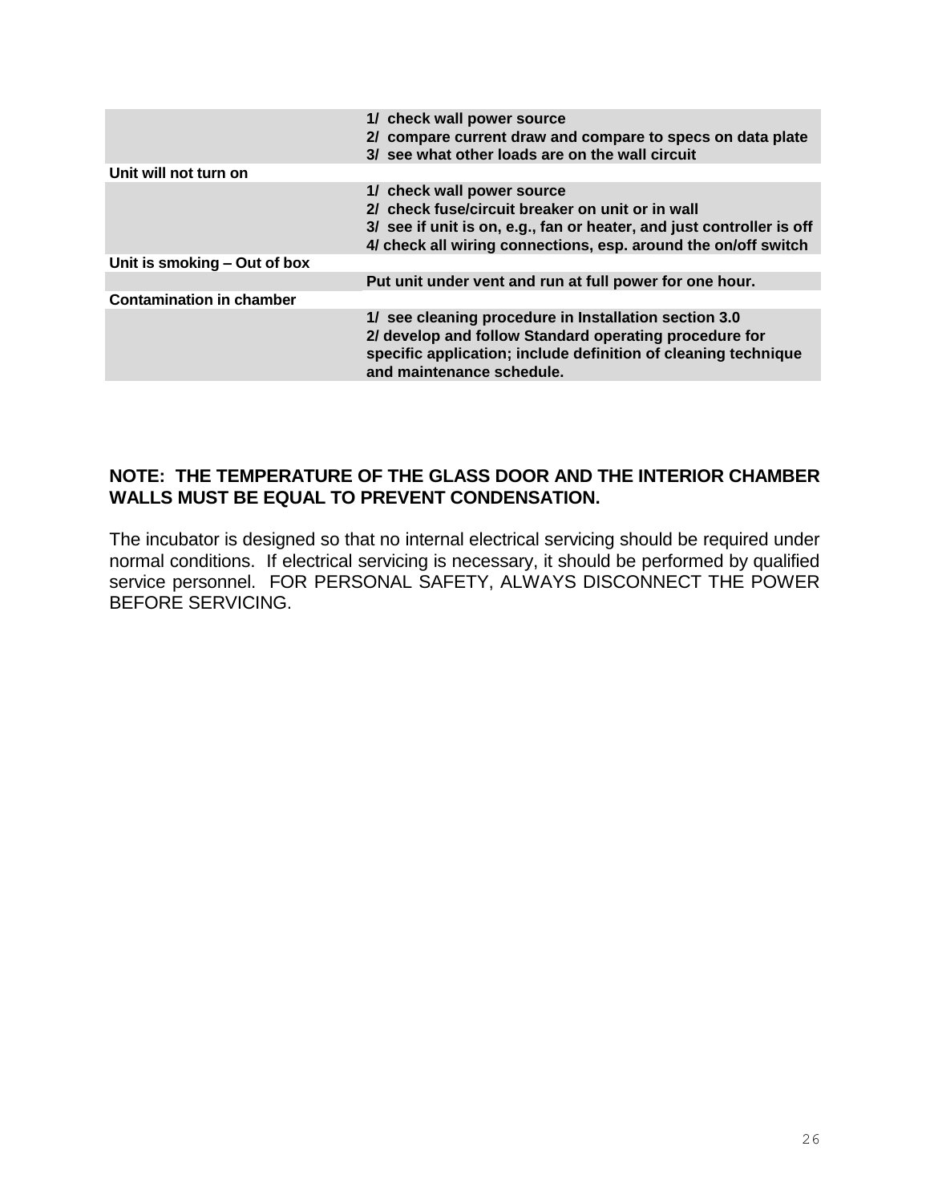| | |
|---|---|
| | 1/ check wall power source<br>2/ compare current draw and compare to specs on data plate<br>3/ see what other loads are on the wall circuit |
| **Unit will not turn on** | |
| | 1/ check wall power source<br>2/ check fuse/circuit breaker on unit or in wall<br>3/ see if unit is on, e.g., fan or heater, and just controller is off<br>4/ check all wiring connections, esp. around the on/off switch |
| **Unit is smoking – Out of box** | |
| | Put unit under vent and run at full power for one hour. |
| **Contamination in chamber** | |
| | 1/ see cleaning procedure in Installation section 3.0<br>2/ develop and follow Standard operating procedure for specific application; include definition of cleaning technique and maintenance schedule. |

**NOTE: THE TEMPERATURE OF THE GLASS DOOR AND THE INTERIOR CHAMBER WALLS MUST BE EQUAL TO PREVENT CONDENSATION.**

The incubator is designed so that no internal electrical servicing should be required under normal conditions. If electrical servicing is necessary, it should be performed by qualified service personnel. FOR PERSONAL SAFETY, ALWAYS DISCONNECT THE POWER BEFORE SERVICING.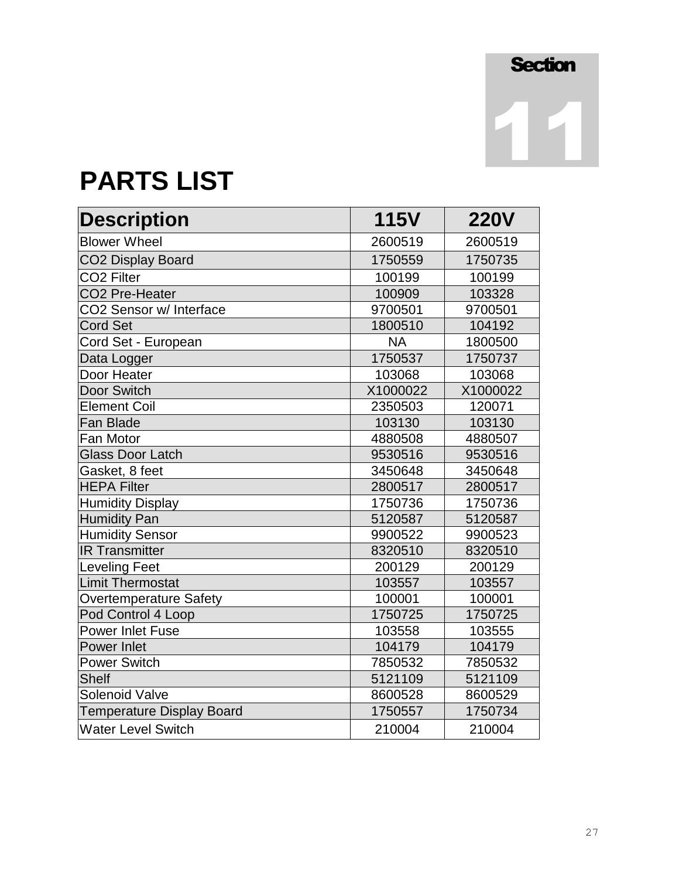# Section 11

# PARTS LIST

| Description | 115V | 220V |
|---|---|---|
| Blower Wheel | 2600519 | 2600519 |
| $CO_2$ Display Board | 1750559 | 1750735 |
| $CO_2$ Filter | 100199 | 100199 |
| $CO_2$ Pre-Heater | 100909 | 103328 |
| $CO_2$ Sensor w/ Interface | 9700501 | 9700501 |
| Cord Set | 1800510 | 104192 |
| Cord Set - European | NA | 1800500 |
| Data Logger | 1750537 | 1750737 |
| Door Heater | 103068 | 103068 |
| Door Switch | X1000022 | X1000022 |
| Element Coil | 2350503 | 120071 |
| Fan Blade | 103130 | 103130 |
| Fan Motor | 4880508 | 4880507 |
| Glass Door Latch | 9530516 | 9530516 |
| Gasket, 8 feet | 3450648 | 3450648 |
| HEPA Filter | 2800517 | 2800517 |
| Humidity Display | 1750736 | 1750736 |
| Humidity Pan | 5120587 | 5120587 |
| Humidity Sensor | 9900522 | 9900523 |
| IR Transmitter | 8320510 | 8320510 |
| Leveling Feet | 200129 | 200129 |
| Limit Thermostat | 103557 | 103557 |
| Overtemperature Safety | 100001 | 100001 |
| Pod Control 4 Loop | 1750725 | 1750725 |
| Power Inlet Fuse | 103558 | 103555 |
| Power Inlet | 104179 | 104179 |
| Power Switch | 7850532 | 7850532 |
| Shelf | 5121109 | 5121109 |
| Solenoid Valve | 8600528 | 8600529 |
| Temperature Display Board | 1750557 | 1750734 |
| Water Level Switch | 210004 | 210004 |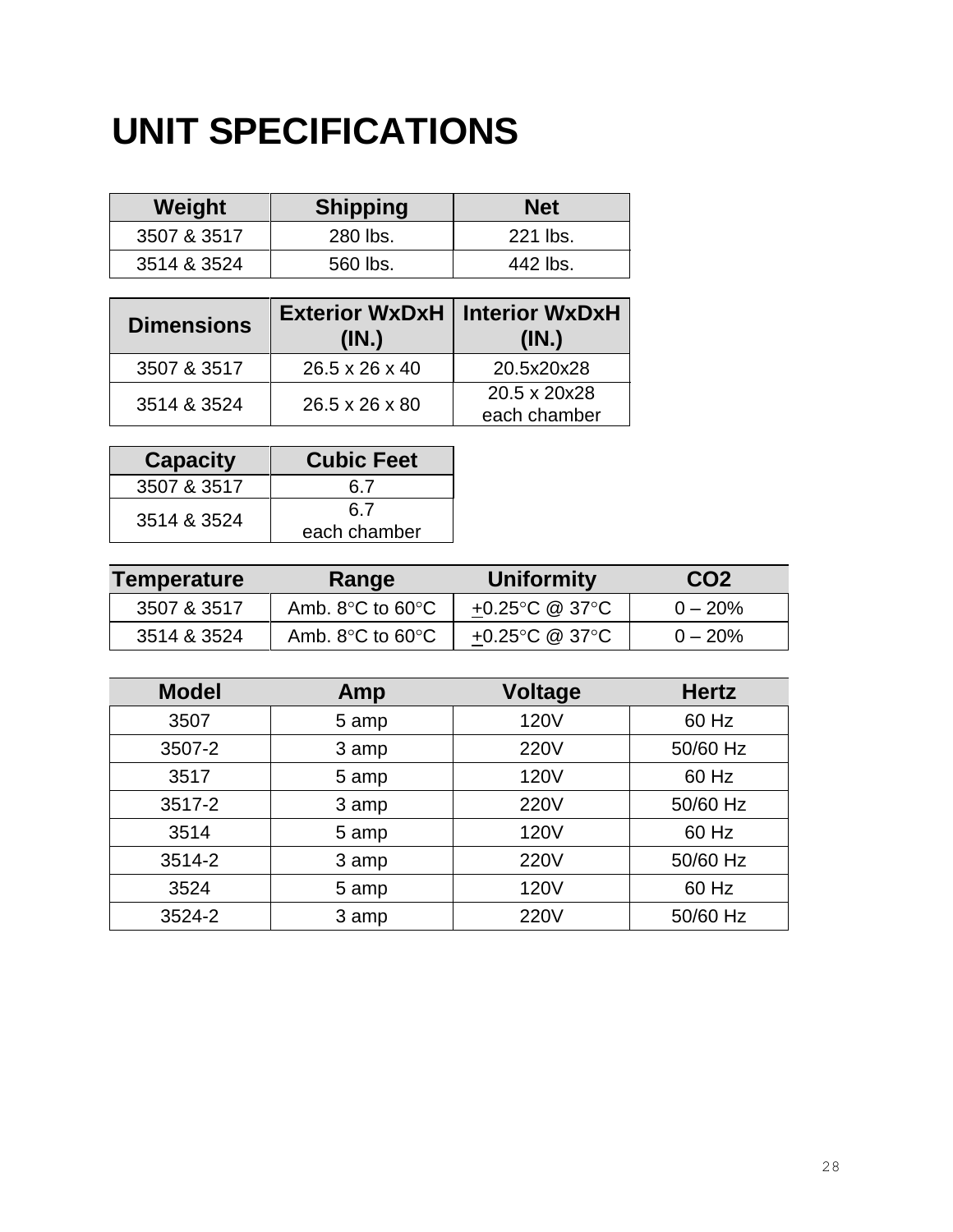# UNIT SPECIFICATIONS

| Weight | Shipping | Net |
|---|---|---|
| 3507 & 3517 | 280 lbs. | 221 lbs. |
| 3514 & 3524 | 560 lbs. | 442 lbs. |

| Dimensions | Exterior WxDxH (IN.) | Interior WxDxH (IN.) |
|---|---|---|
| 3507 & 3517 | 26.5 x 26 x 40 | 20.5x20x28 |
| 3514 & 3524 | 26.5 x 26 x 80 | 20.5 x 20x28 each chamber |

| Capacity | Cubic Feet |
|---|---|
| 3507 & 3517 | 6.7 |
| 3514 & 3524 | 6.7 each chamber |

| Temperature | Range | Uniformity | $CO_2$ |
|---|---|---|---|
| 3507 & 3517 | Amb. 8°C to 60°C | ±0.25°C @ 37°C | 0 – 20% |
| 3514 & 3524 | Amb. 8°C to 60°C | ±0.25°C @ 37°C | 0 – 20% |

| Model | Amp | Voltage | Hertz |
|---|---|---|---|
| 3507 | 5 amp | 120V | 60 Hz |
| 3507-2 | 3 amp | 220V | 50/60 Hz |
| 3517 | 5 amp | 120V | 60 Hz |
| 3517-2 | 3 amp | 220V | 50/60 Hz |
| 3514 | 5 amp | 120V | 60 Hz |
| 3514-2 | 3 amp | 220V | 50/60 Hz |
| 3524 | 5 amp | 120V | 60 Hz |
| 3524-2 | 3 amp | 220V | 50/60 Hz |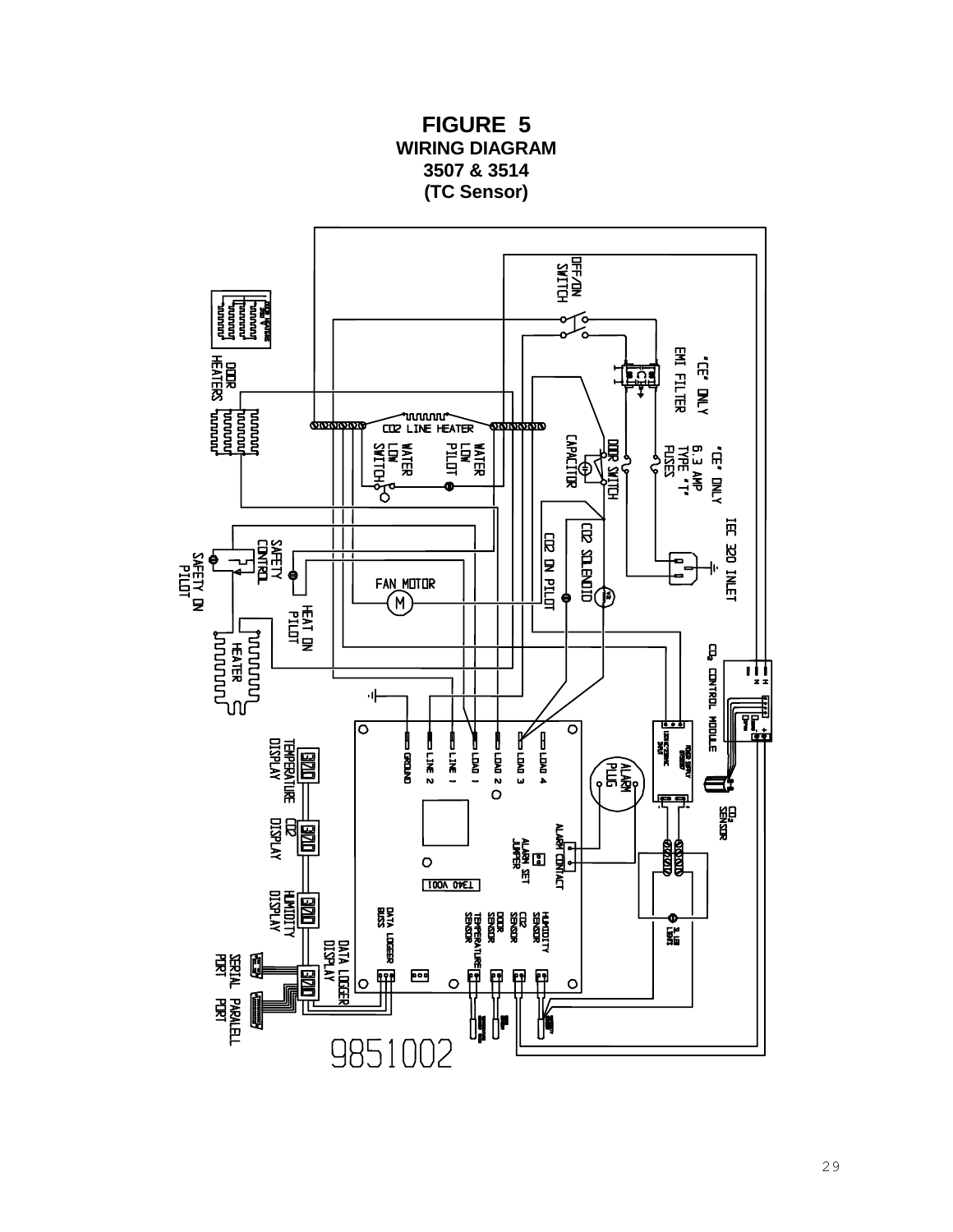# FIGURE 5

**WIRING DIAGRAM**

**3507 & 3514**

**(TC Sensor)**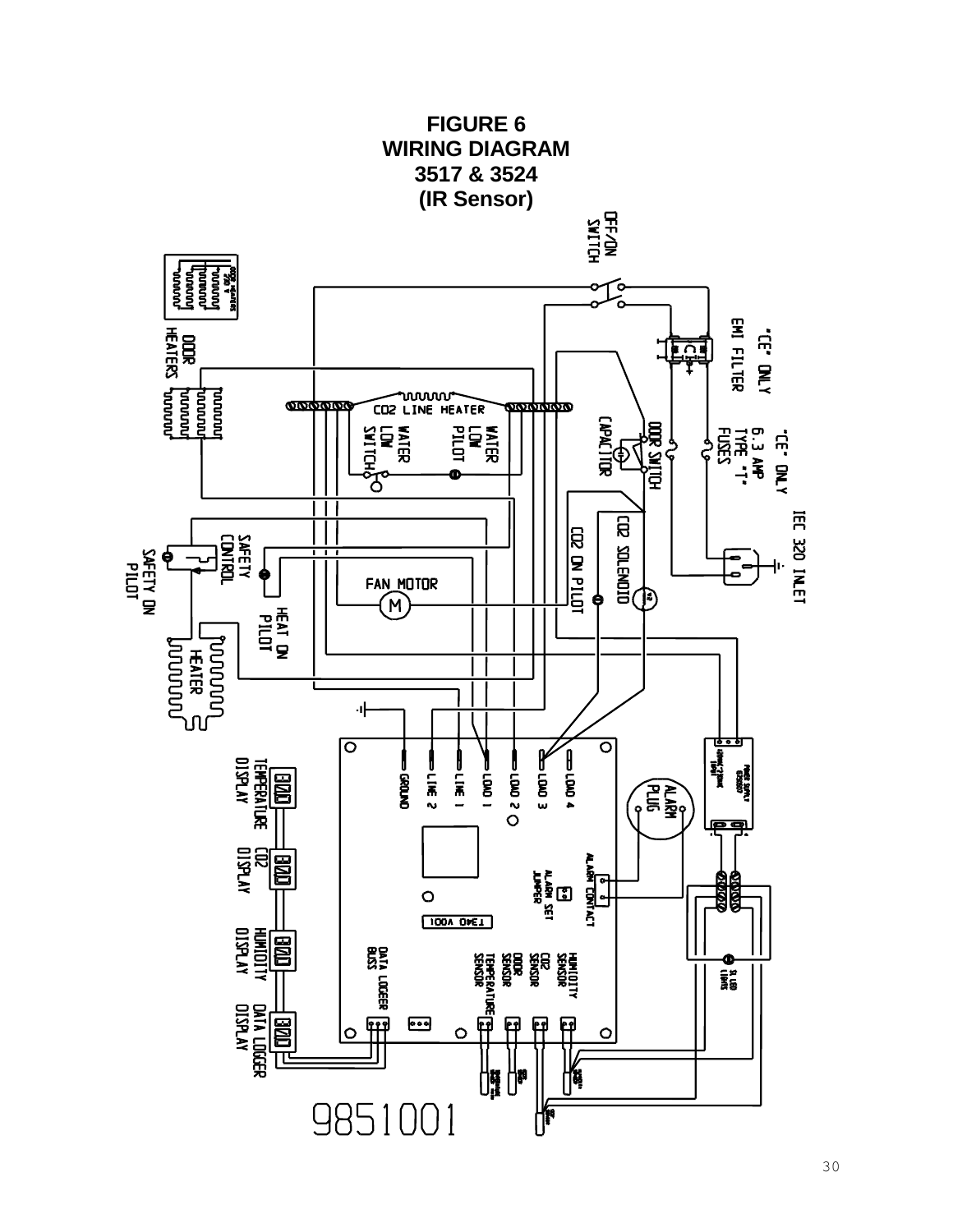**FIGURE 6**
**WIRING DIAGRAM**
**3517 & 3524**
**(IR Sensor)**

OFF/ON SWITCH

"CE" ONLY
EMI FILTER

"CE" ONLY
6.3 AMP
TYPE "T"
FUSES

IEC 320 INLET

DOOR HEATERS

CO2 LINE HEATER

WATER LOW SWITCH

WATER LOW PILOT

DOOR SWITCH

CAPACITOR

CO2 SOLENOID

CO2 ON PILOT

FAN MOTOR

SAFETY CONTROL

SAFETY ON PILOT

HEAT ON PILOT

HEATER

GROUND
LINE 2
LINE 1
LOAD 1
LOAD 2
LOAD 3
LOAD 4

ALARM PLUG

ALARM CONTACT

ALARM SET JUMPER

T340 V001

HUMIDITY SENSOR
CO2 SENSOR
DOOR SENSOR
TEMPERATURE SENSOR

DATA LOGGER BUSS

TEMPERATURE DISPLAY
CO2 DISPLAY
HUMIDITY DISPLAY
DATA LOGGER DISPLAY

9851001